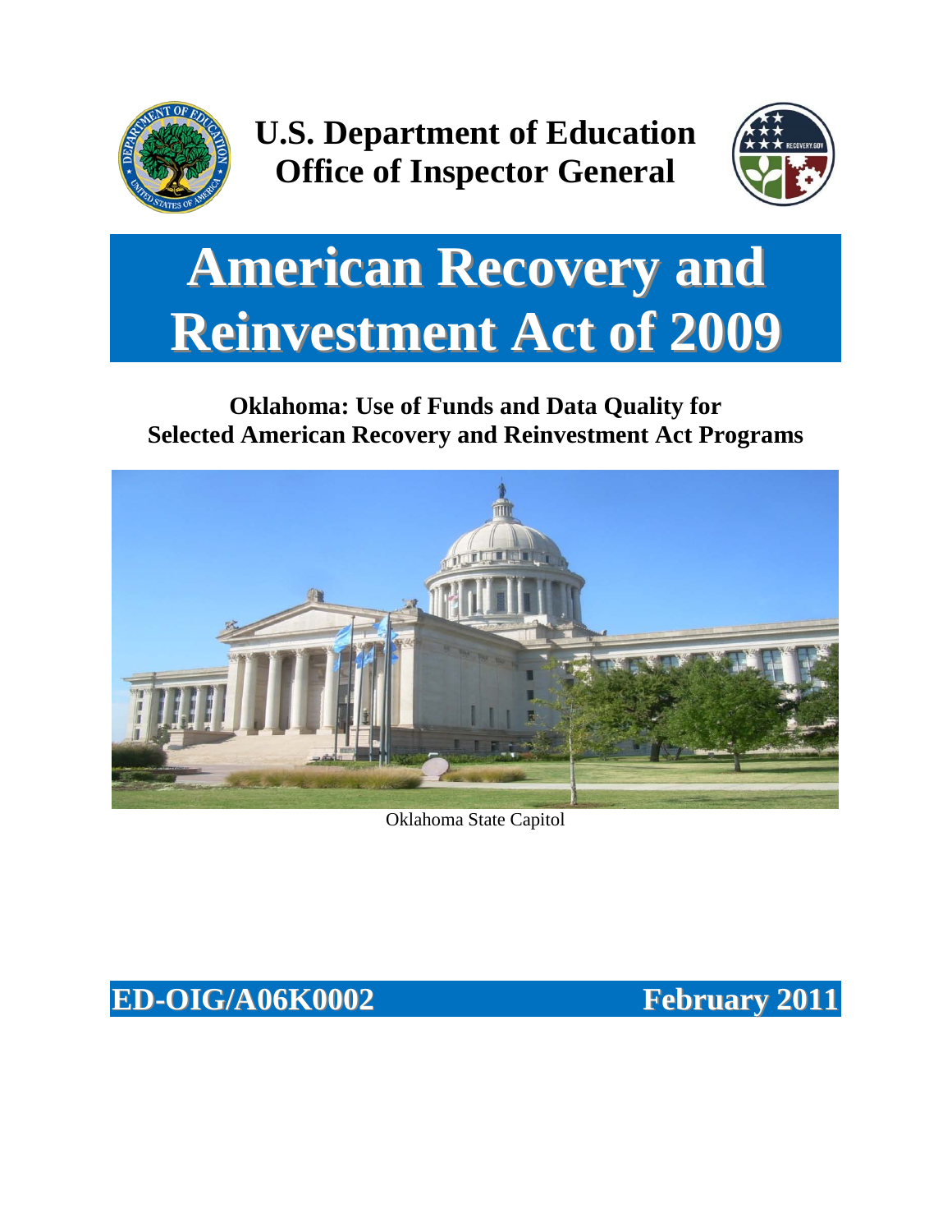# U.S. Department of Education
# Office of Inspector General

# American Recovery and Reinvestment Act of 2009

## Oklahoma: Use of Funds and Data Quality for Selected American Recovery and Reinvestment Act Programs

Oklahoma State Capitol

**ED-OIG/A06K0002** **February 2011**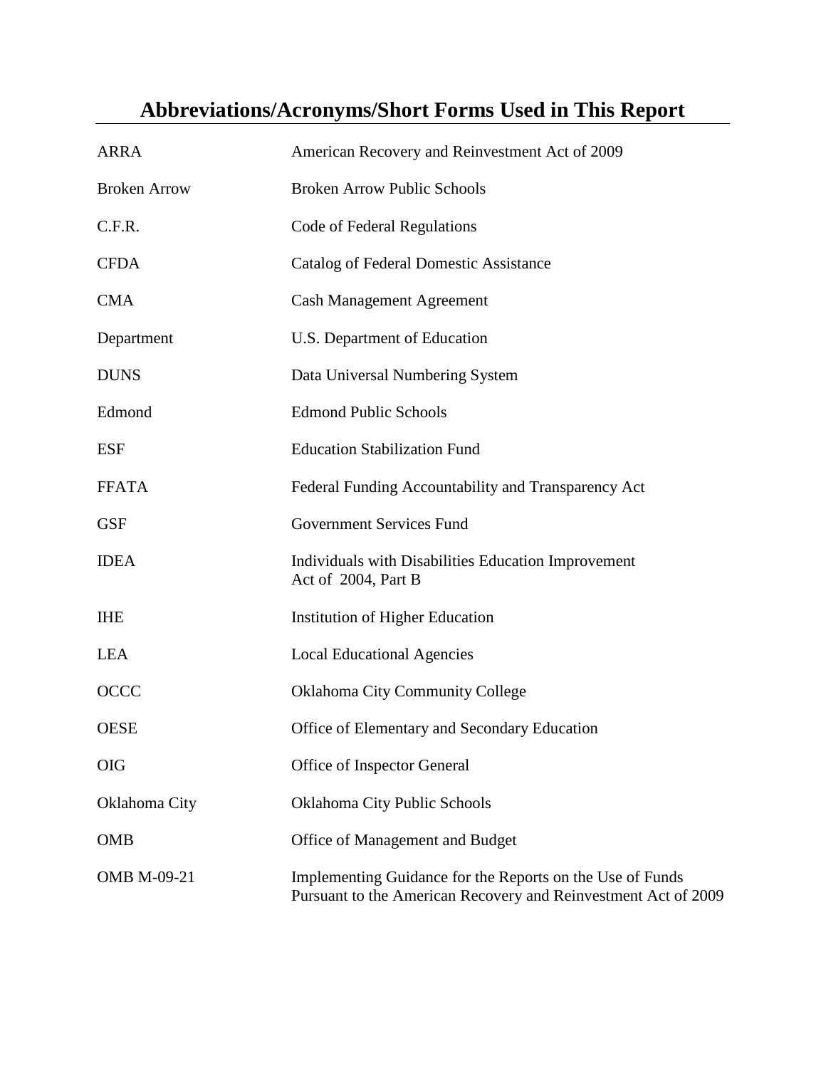# Abbreviations/Acronyms/Short Forms Used in This Report

| | |
|---|---|
| ARRA | American Recovery and Reinvestment Act of 2009 |
| Broken Arrow | Broken Arrow Public Schools |
| C.F.R. | Code of Federal Regulations |
| CFDA | Catalog of Federal Domestic Assistance |
| CMA | Cash Management Agreement |
| Department | U.S. Department of Education |
| DUNS | Data Universal Numbering System |
| Edmond | Edmond Public Schools |
| ESF | Education Stabilization Fund |
| FFATA | Federal Funding Accountability and Transparency Act |
| GSF | Government Services Fund |
| IDEA | Individuals with Disabilities Education Improvement Act of 2004, Part B |
| IHE | Institution of Higher Education |
| LEA | Local Educational Agencies |
| OCCC | Oklahoma City Community College |
| OESE | Office of Elementary and Secondary Education |
| OIG | Office of Inspector General |
| Oklahoma City | Oklahoma City Public Schools |
| OMB | Office of Management and Budget |
| OMB M-09-21 | Implementing Guidance for the Reports on the Use of Funds Pursuant to the American Recovery and Reinvestment Act of 2009 |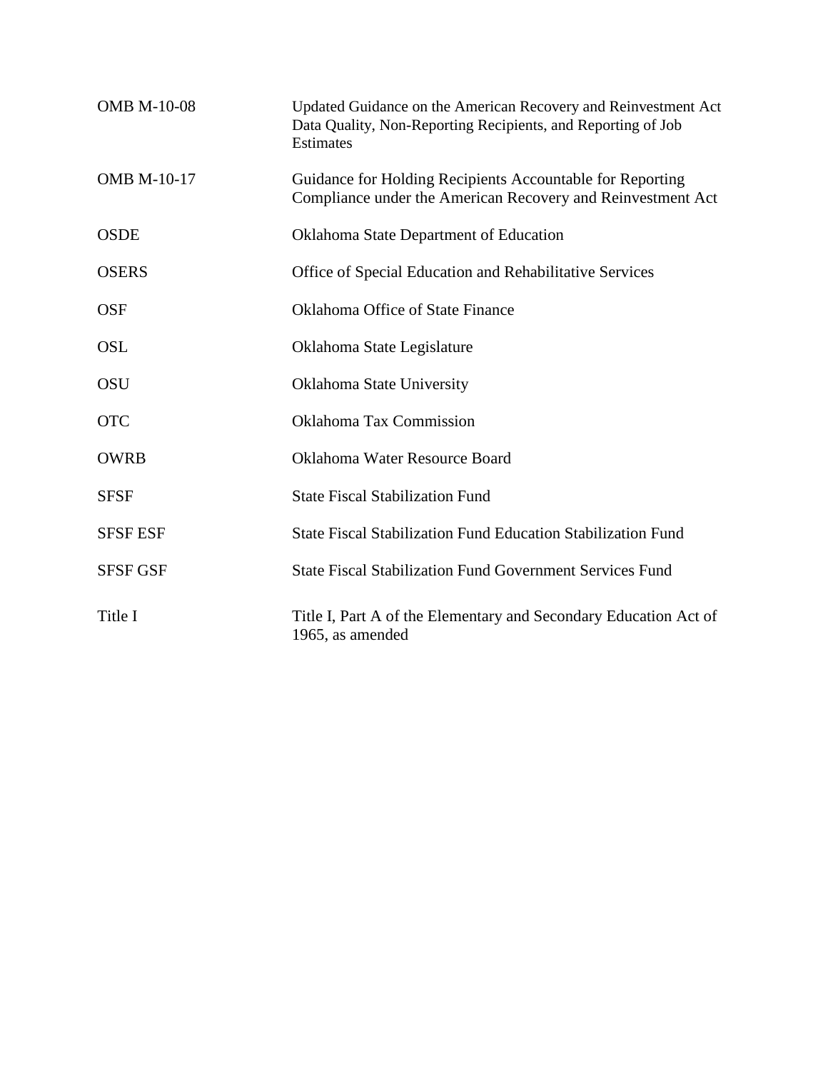| | |
|---|---|
| OMB M-10-08 | Updated Guidance on the American Recovery and Reinvestment Act Data Quality, Non-Reporting Recipients, and Reporting of Job Estimates |
| OMB M-10-17 | Guidance for Holding Recipients Accountable for Reporting Compliance under the American Recovery and Reinvestment Act |
| OSDE | Oklahoma State Department of Education |
| OSERS | Office of Special Education and Rehabilitative Services |
| OSF | Oklahoma Office of State Finance |
| OSL | Oklahoma State Legislature |
| OSU | Oklahoma State University |
| OTC | Oklahoma Tax Commission |
| OWRB | Oklahoma Water Resource Board |
| SFSF | State Fiscal Stabilization Fund |
| SFSF ESF | State Fiscal Stabilization Fund Education Stabilization Fund |
| SFSF GSF | State Fiscal Stabilization Fund Government Services Fund |
| Title I | Title I, Part A of the Elementary and Secondary Education Act of 1965, as amended |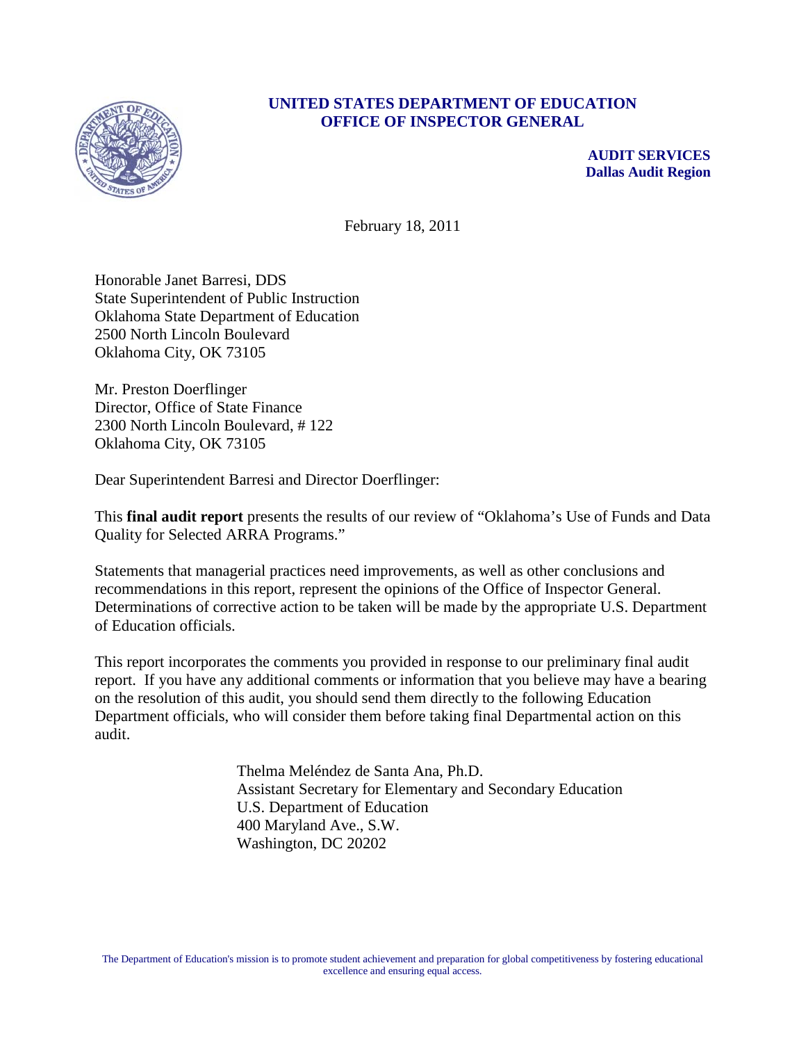**UNITED STATES DEPARTMENT OF EDUCATION**
**OFFICE OF INSPECTOR GENERAL**

**AUDIT SERVICES**
**Dallas Audit Region**

February 18, 2011

Honorable Janet Barresi, DDS
State Superintendent of Public Instruction
Oklahoma State Department of Education
2500 North Lincoln Boulevard
Oklahoma City, OK 73105

Mr. Preston Doerflinger
Director, Office of State Finance
2300 North Lincoln Boulevard, # 122
Oklahoma City, OK 73105

Dear Superintendent Barresi and Director Doerflinger:

This **final audit report** presents the results of our review of "Oklahoma's Use of Funds and Data Quality for Selected ARRA Programs."

Statements that managerial practices need improvements, as well as other conclusions and recommendations in this report, represent the opinions of the Office of Inspector General. Determinations of corrective action to be taken will be made by the appropriate U.S. Department of Education officials.

This report incorporates the comments you provided in response to our preliminary final audit report. If you have any additional comments or information that you believe may have a bearing on the resolution of this audit, you should send them directly to the following Education Department officials, who will consider them before taking final Departmental action on this audit.

Thelma Meléndez de Santa Ana, Ph.D.
Assistant Secretary for Elementary and Secondary Education
U.S. Department of Education
400 Maryland Ave., S.W.
Washington, DC 20202

The Department of Education's mission is to promote student achievement and preparation for global competitiveness by fostering educational excellence and ensuring equal access.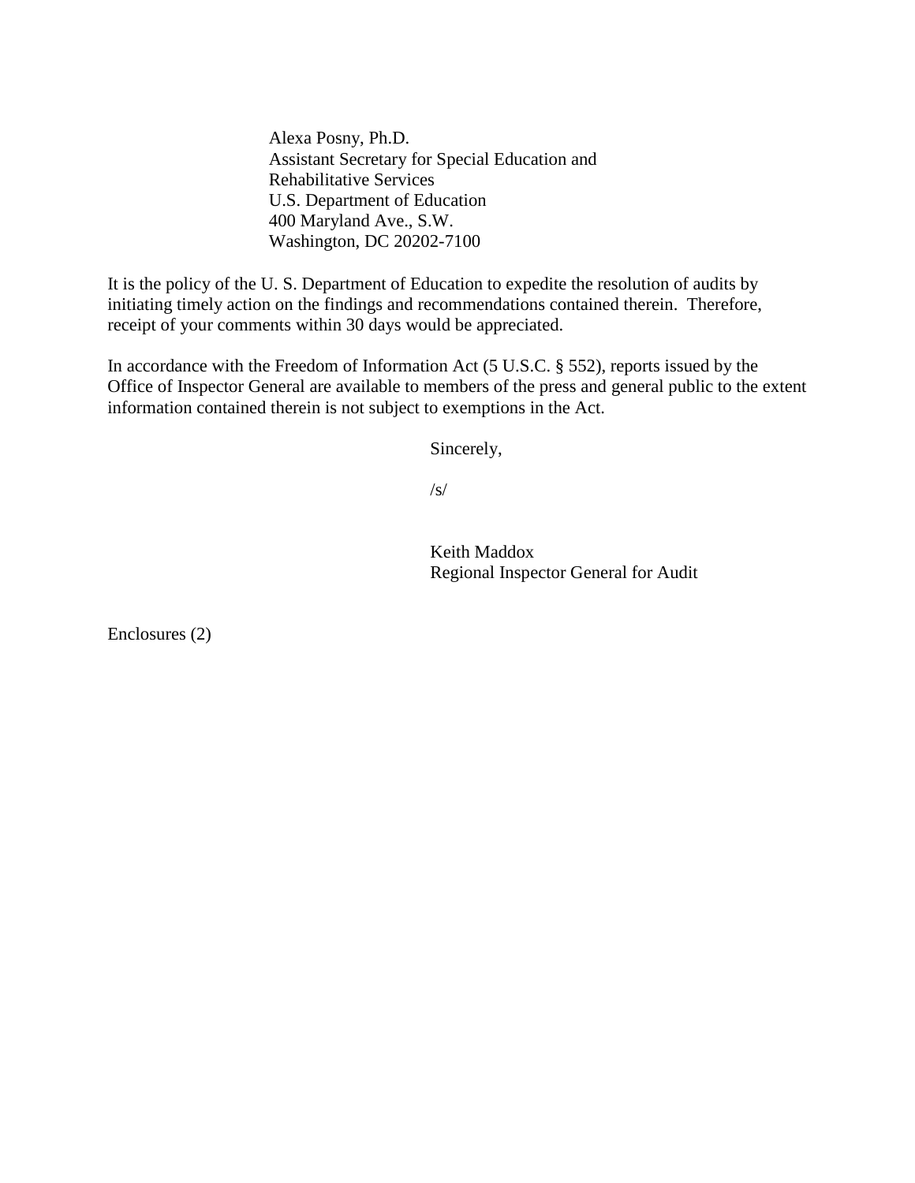Alexa Posny, Ph.D.
Assistant Secretary for Special Education and
Rehabilitative Services
U.S. Department of Education
400 Maryland Ave., S.W.
Washington, DC 20202-7100

It is the policy of the U. S. Department of Education to expedite the resolution of audits by initiating timely action on the findings and recommendations contained therein. Therefore, receipt of your comments within 30 days would be appreciated.

In accordance with the Freedom of Information Act (5 U.S.C. § 552), reports issued by the Office of Inspector General are available to members of the press and general public to the extent information contained therein is not subject to exemptions in the Act.

Sincerely,

/s/

Keith Maddox
Regional Inspector General for Audit

Enclosures (2)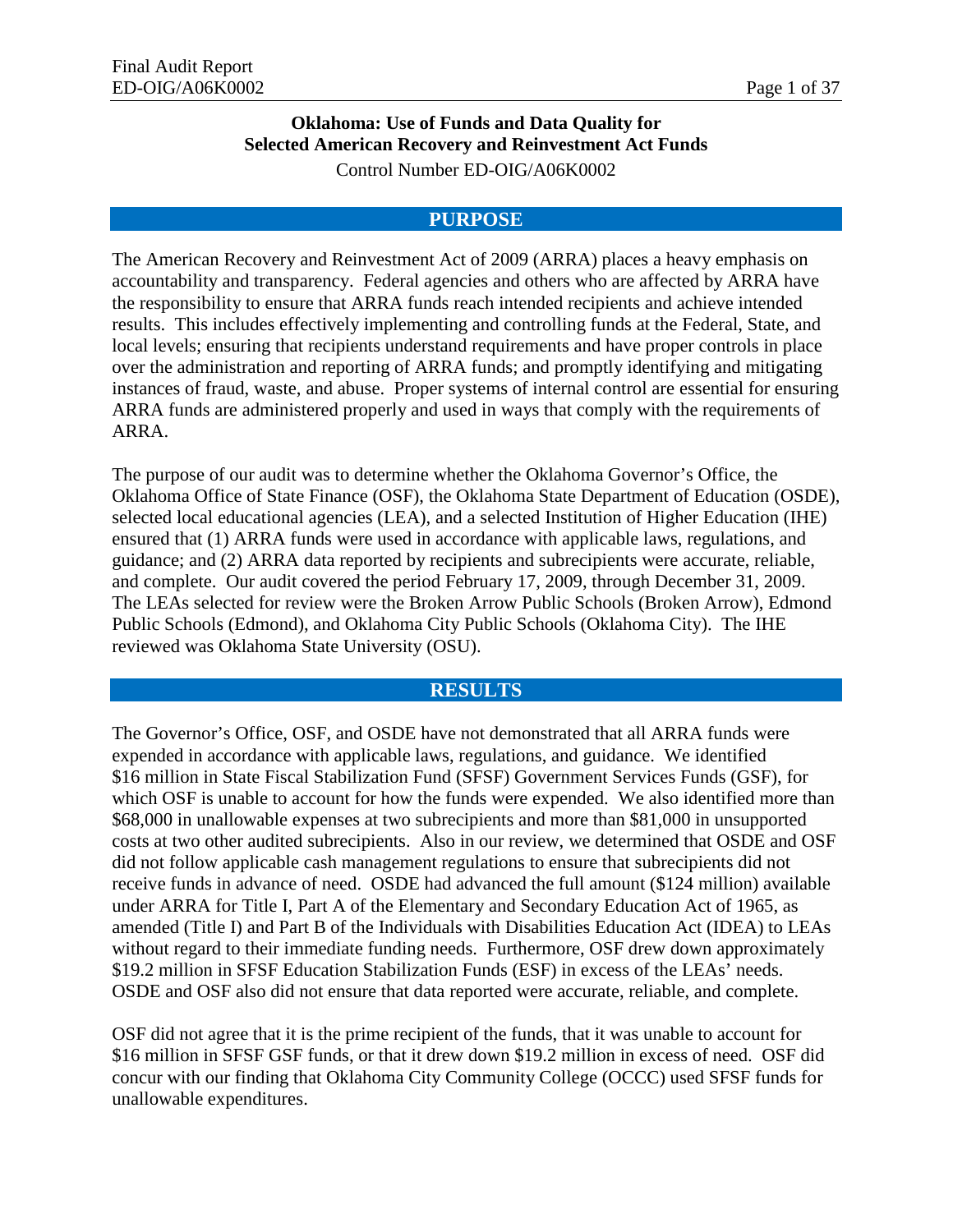**Oklahoma: Use of Funds and Data Quality for**
**Selected American Recovery and Reinvestment Act Funds**

Control Number ED-OIG/A06K0002

## PURPOSE

The American Recovery and Reinvestment Act of 2009 (ARRA) places a heavy emphasis on accountability and transparency. Federal agencies and others who are affected by ARRA have the responsibility to ensure that ARRA funds reach intended recipients and achieve intended results. This includes effectively implementing and controlling funds at the Federal, State, and local levels; ensuring that recipients understand requirements and have proper controls in place over the administration and reporting of ARRA funds; and promptly identifying and mitigating instances of fraud, waste, and abuse. Proper systems of internal control are essential for ensuring ARRA funds are administered properly and used in ways that comply with the requirements of ARRA.

The purpose of our audit was to determine whether the Oklahoma Governor's Office, the Oklahoma Office of State Finance (OSF), the Oklahoma State Department of Education (OSDE), selected local educational agencies (LEA), and a selected Institution of Higher Education (IHE) ensured that (1) ARRA funds were used in accordance with applicable laws, regulations, and guidance; and (2) ARRA data reported by recipients and subrecipients were accurate, reliable, and complete. Our audit covered the period February 17, 2009, through December 31, 2009. The LEAs selected for review were the Broken Arrow Public Schools (Broken Arrow), Edmond Public Schools (Edmond), and Oklahoma City Public Schools (Oklahoma City). The IHE reviewed was Oklahoma State University (OSU).

## RESULTS

The Governor's Office, OSF, and OSDE have not demonstrated that all ARRA funds were expended in accordance with applicable laws, regulations, and guidance. We identified $16 million in State Fiscal Stabilization Fund (SFSF) Government Services Funds (GSF), for which OSF is unable to account for how the funds were expended. We also identified more than $68,000 in unallowable expenses at two subrecipients and more than $81,000 in unsupported costs at two other audited subrecipients. Also in our review, we determined that OSDE and OSF did not follow applicable cash management regulations to ensure that subrecipients did not receive funds in advance of need. OSDE had advanced the full amount ($124 million) available under ARRA for Title I, Part A of the Elementary and Secondary Education Act of 1965, as amended (Title I) and Part B of the Individuals with Disabilities Education Act (IDEA) to LEAs without regard to their immediate funding needs. Furthermore, OSF drew down approximately $19.2 million in SFSF Education Stabilization Funds (ESF) in excess of the LEAs' needs. OSDE and OSF also did not ensure that data reported were accurate, reliable, and complete.

OSF did not agree that it is the prime recipient of the funds, that it was unable to account for $16 million in SFSF GSF funds, or that it drew down $19.2 million in excess of need. OSF did concur with our finding that Oklahoma City Community College (OCCC) used SFSF funds for unallowable expenditures.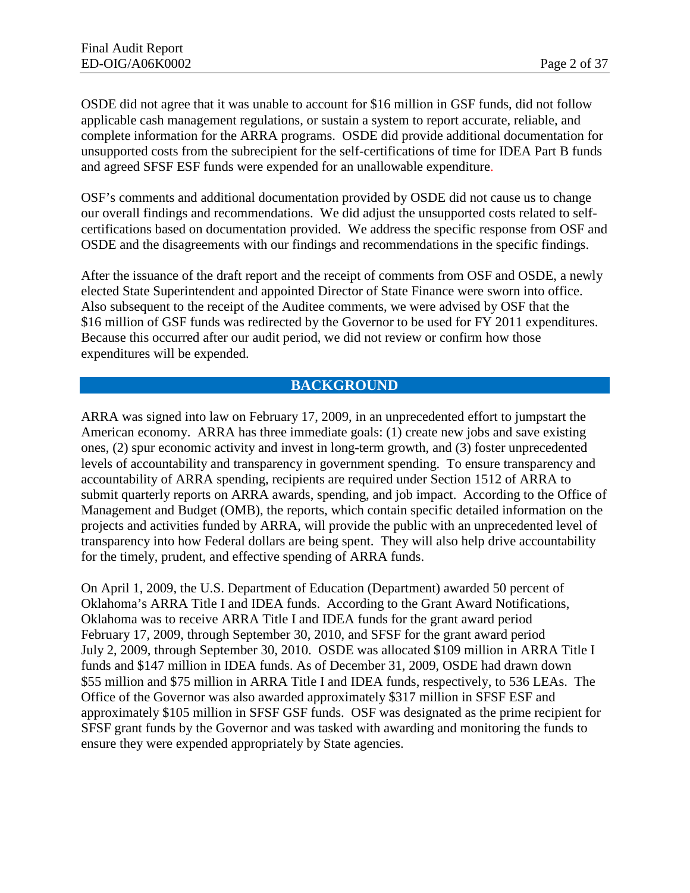OSDE did not agree that it was unable to account for $16 million in GSF funds, did not follow applicable cash management regulations, or sustain a system to report accurate, reliable, and complete information for the ARRA programs. OSDE did provide additional documentation for unsupported costs from the subrecipient for the self-certifications of time for IDEA Part B funds and agreed SFSF ESF funds were expended for an unallowable expenditure.

OSF's comments and additional documentation provided by OSDE did not cause us to change our overall findings and recommendations. We did adjust the unsupported costs related to self-certifications based on documentation provided. We address the specific response from OSF and OSDE and the disagreements with our findings and recommendations in the specific findings.

After the issuance of the draft report and the receipt of comments from OSF and OSDE, a newly elected State Superintendent and appointed Director of State Finance were sworn into office. Also subsequent to the receipt of the Auditee comments, we were advised by OSF that the $16 million of GSF funds was redirected by the Governor to be used for FY 2011 expenditures. Because this occurred after our audit period, we did not review or confirm how those expenditures will be expended.

## BACKGROUND

ARRA was signed into law on February 17, 2009, in an unprecedented effort to jumpstart the American economy. ARRA has three immediate goals: (1) create new jobs and save existing ones, (2) spur economic activity and invest in long-term growth, and (3) foster unprecedented levels of accountability and transparency in government spending. To ensure transparency and accountability of ARRA spending, recipients are required under Section 1512 of ARRA to submit quarterly reports on ARRA awards, spending, and job impact. According to the Office of Management and Budget (OMB), the reports, which contain specific detailed information on the projects and activities funded by ARRA, will provide the public with an unprecedented level of transparency into how Federal dollars are being spent. They will also help drive accountability for the timely, prudent, and effective spending of ARRA funds.

On April 1, 2009, the U.S. Department of Education (Department) awarded 50 percent of Oklahoma's ARRA Title I and IDEA funds. According to the Grant Award Notifications, Oklahoma was to receive ARRA Title I and IDEA funds for the grant award period February 17, 2009, through September 30, 2010, and SFSF for the grant award period July 2, 2009, through September 30, 2010. OSDE was allocated $109 million in ARRA Title I funds and $147 million in IDEA funds. As of December 31, 2009, OSDE had drawn down $55 million and $75 million in ARRA Title I and IDEA funds, respectively, to 536 LEAs. The Office of the Governor was also awarded approximately $317 million in SFSF ESF and approximately $105 million in SFSF GSF funds. OSF was designated as the prime recipient for SFSF grant funds by the Governor and was tasked with awarding and monitoring the funds to ensure they were expended appropriately by State agencies.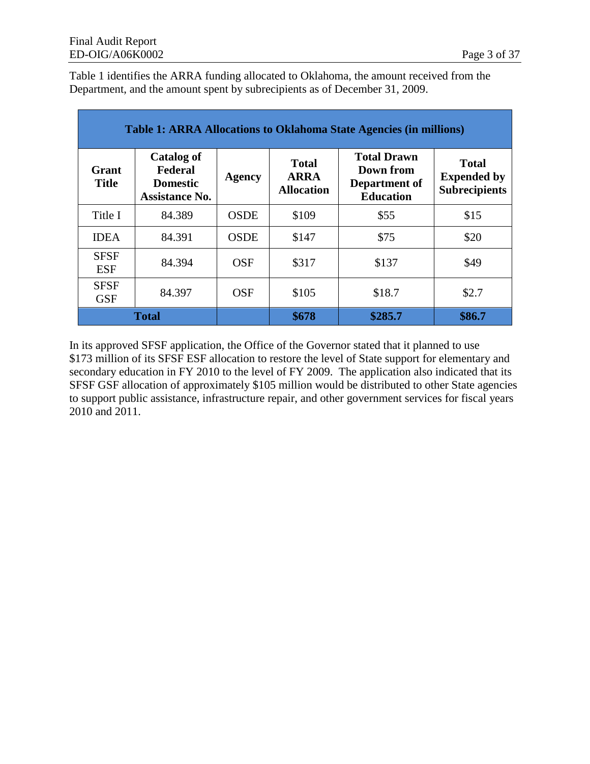Table 1 identifies the ARRA funding allocated to Oklahoma, the amount received from the Department, and the amount spent by subrecipients as of December 31, 2009.

**Table 1: ARRA Allocations to Oklahoma State Agencies (in millions)**

| Grant Title | Catalog of Federal Domestic Assistance No. | Agency | Total ARRA Allocation | Total Drawn Down from Department of Education | Total Expended by Subrecipients |
|---|---|---|---|---|---|
| Title I | 84.389 | OSDE | $109 | $55 | $15 |
| IDEA | 84.391 | OSDE | $147 | $75 | $20 |
| SFSF ESF | 84.394 | OSF | $317 | $137 | $49 |
| SFSF GSF | 84.397 | OSF | $105 | $18.7 | $2.7 |
| **Total** | | | **$678** | **$285.7** | **$86.7** |

In its approved SFSF application, the Office of the Governor stated that it planned to use $173 million of its SFSF ESF allocation to restore the level of State support for elementary and secondary education in FY 2010 to the level of FY 2009. The application also indicated that its SFSF GSF allocation of approximately $105 million would be distributed to other State agencies to support public assistance, infrastructure repair, and other government services for fiscal years 2010 and 2011.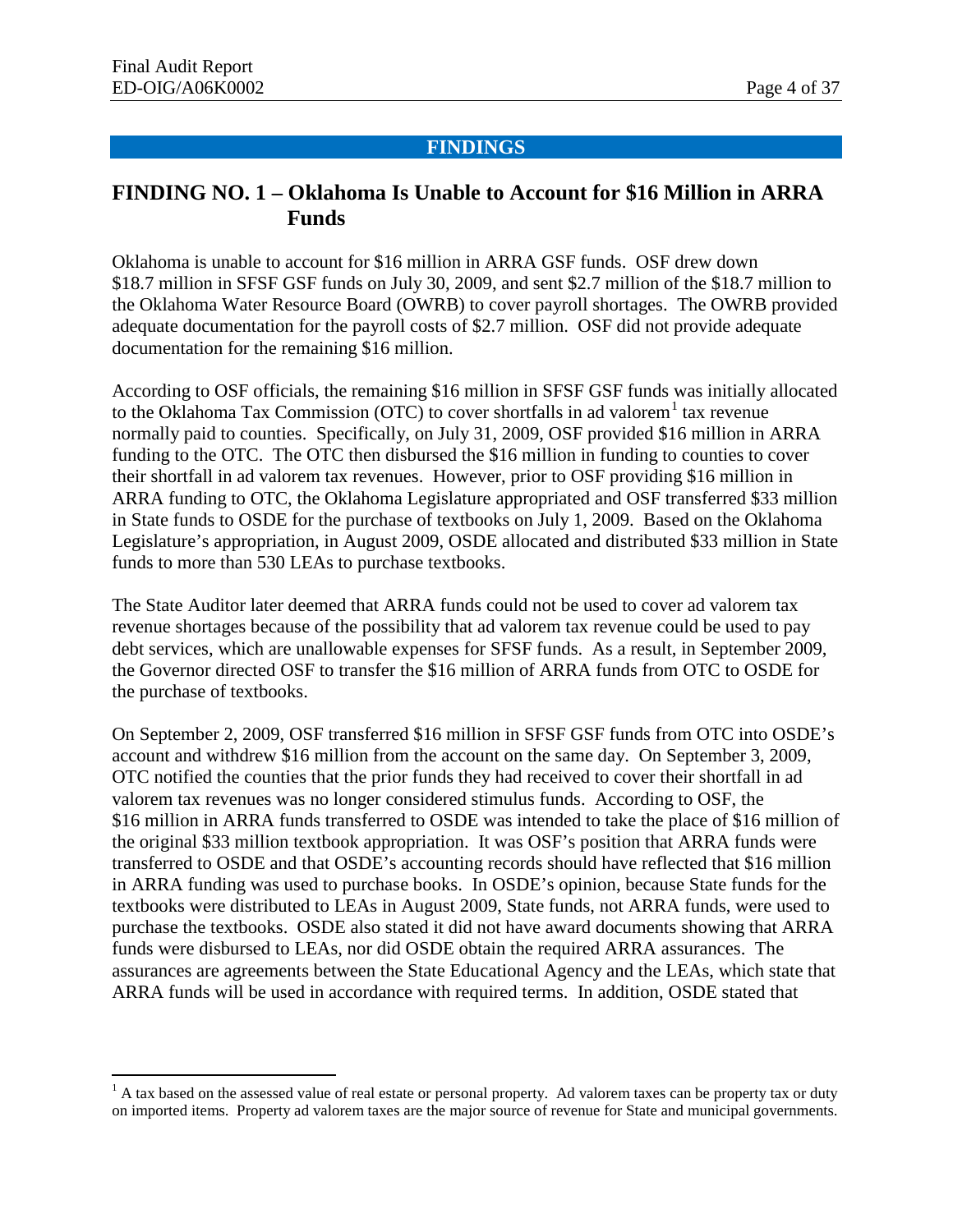## FINDINGS

## FINDING NO. 1 – Oklahoma Is Unable to Account for $16 Million in ARRA Funds

Oklahoma is unable to account for $16 million in ARRA GSF funds. OSF drew down $18.7 million in SFSF GSF funds on July 30, 2009, and sent $2.7 million of the $18.7 million to the Oklahoma Water Resource Board (OWRB) to cover payroll shortages. The OWRB provided adequate documentation for the payroll costs of $2.7 million. OSF did not provide adequate documentation for the remaining $16 million.

According to OSF officials, the remaining $16 million in SFSF GSF funds was initially allocated to the Oklahoma Tax Commission (OTC) to cover shortfalls in ad valorem[1] tax revenue normally paid to counties. Specifically, on July 31, 2009, OSF provided $16 million in ARRA funding to the OTC. The OTC then disbursed the $16 million in funding to counties to cover their shortfall in ad valorem tax revenues. However, prior to OSF providing $16 million in ARRA funding to OTC, the Oklahoma Legislature appropriated and OSF transferred $33 million in State funds to OSDE for the purchase of textbooks on July 1, 2009. Based on the Oklahoma Legislature's appropriation, in August 2009, OSDE allocated and distributed $33 million in State funds to more than 530 LEAs to purchase textbooks.

The State Auditor later deemed that ARRA funds could not be used to cover ad valorem tax revenue shortages because of the possibility that ad valorem tax revenue could be used to pay debt services, which are unallowable expenses for SFSF funds. As a result, in September 2009, the Governor directed OSF to transfer the $16 million of ARRA funds from OTC to OSDE for the purchase of textbooks.

On September 2, 2009, OSF transferred $16 million in SFSF GSF funds from OTC into OSDE's account and withdrew $16 million from the account on the same day. On September 3, 2009, OTC notified the counties that the prior funds they had received to cover their shortfall in ad valorem tax revenues was no longer considered stimulus funds. According to OSF, the $16 million in ARRA funds transferred to OSDE was intended to take the place of $16 million of the original $33 million textbook appropriation. It was OSF's position that ARRA funds were transferred to OSDE and that OSDE's accounting records should have reflected that $16 million in ARRA funding was used to purchase books. In OSDE's opinion, because State funds for the textbooks were distributed to LEAs in August 2009, State funds, not ARRA funds, were used to purchase the textbooks. OSDE also stated it did not have award documents showing that ARRA funds were disbursed to LEAs, nor did OSDE obtain the required ARRA assurances. The assurances are agreements between the State Educational Agency and the LEAs, which state that ARRA funds will be used in accordance with required terms. In addition, OSDE stated that

[1] A tax based on the assessed value of real estate or personal property. Ad valorem taxes can be property tax or duty on imported items. Property ad valorem taxes are the major source of revenue for State and municipal governments.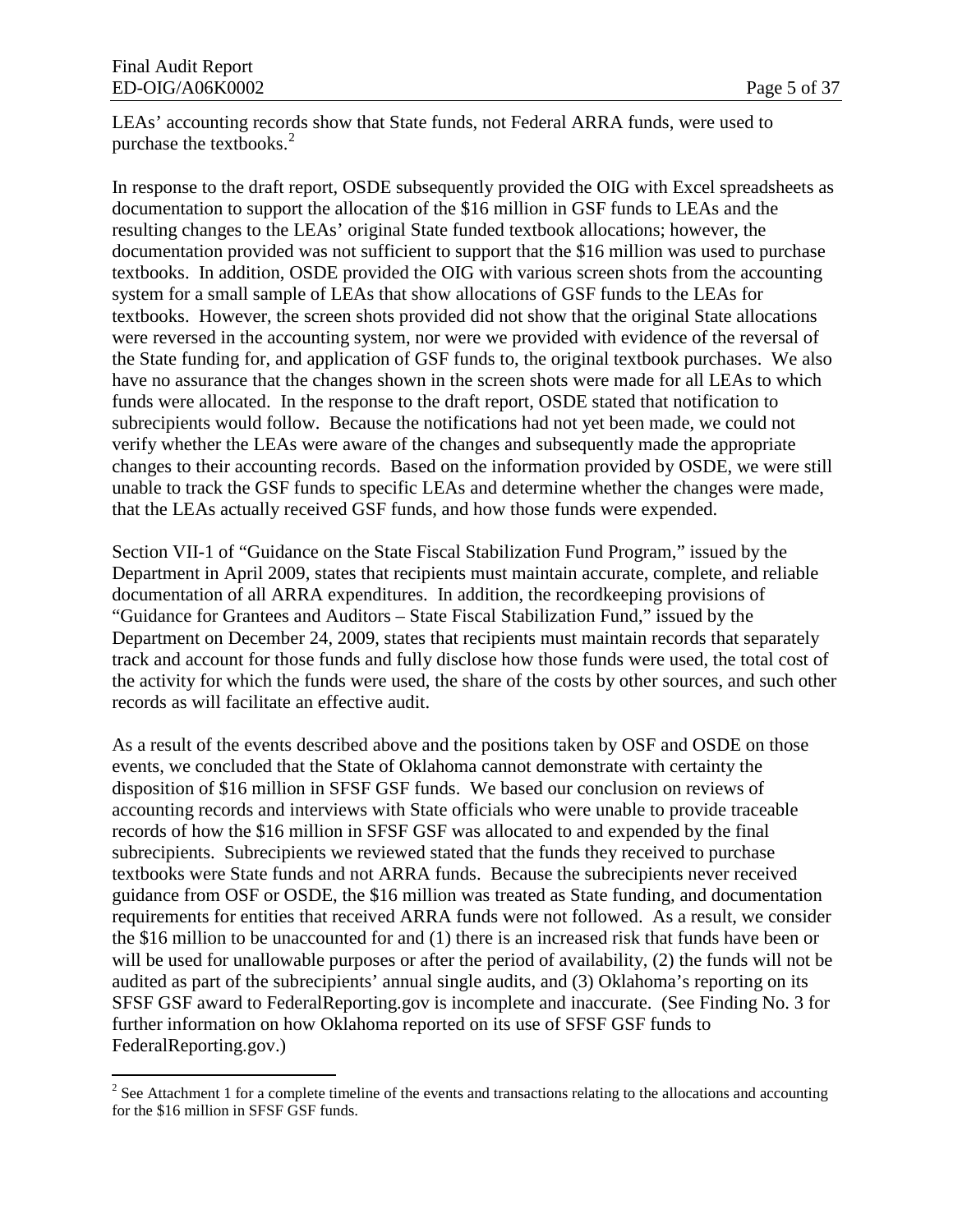LEAs' accounting records show that State funds, not Federal ARRA funds, were used to purchase the textbooks.[2]

In response to the draft report, OSDE subsequently provided the OIG with Excel spreadsheets as documentation to support the allocation of the $16 million in GSF funds to LEAs and the resulting changes to the LEAs' original State funded textbook allocations; however, the documentation provided was not sufficient to support that the $16 million was used to purchase textbooks. In addition, OSDE provided the OIG with various screen shots from the accounting system for a small sample of LEAs that show allocations of GSF funds to the LEAs for textbooks. However, the screen shots provided did not show that the original State allocations were reversed in the accounting system, nor were we provided with evidence of the reversal of the State funding for, and application of GSF funds to, the original textbook purchases. We also have no assurance that the changes shown in the screen shots were made for all LEAs to which funds were allocated. In the response to the draft report, OSDE stated that notification to subrecipients would follow. Because the notifications had not yet been made, we could not verify whether the LEAs were aware of the changes and subsequently made the appropriate changes to their accounting records. Based on the information provided by OSDE, we were still unable to track the GSF funds to specific LEAs and determine whether the changes were made, that the LEAs actually received GSF funds, and how those funds were expended.

Section VII-1 of "Guidance on the State Fiscal Stabilization Fund Program," issued by the Department in April 2009, states that recipients must maintain accurate, complete, and reliable documentation of all ARRA expenditures. In addition, the recordkeeping provisions of "Guidance for Grantees and Auditors – State Fiscal Stabilization Fund," issued by the Department on December 24, 2009, states that recipients must maintain records that separately track and account for those funds and fully disclose how those funds were used, the total cost of the activity for which the funds were used, the share of the costs by other sources, and such other records as will facilitate an effective audit.

As a result of the events described above and the positions taken by OSF and OSDE on those events, we concluded that the State of Oklahoma cannot demonstrate with certainty the disposition of $16 million in SFSF GSF funds. We based our conclusion on reviews of accounting records and interviews with State officials who were unable to provide traceable records of how the $16 million in SFSF GSF was allocated to and expended by the final subrecipients. Subrecipients we reviewed stated that the funds they received to purchase textbooks were State funds and not ARRA funds. Because the subrecipients never received guidance from OSF or OSDE, the $16 million was treated as State funding, and documentation requirements for entities that received ARRA funds were not followed. As a result, we consider the $16 million to be unaccounted for and (1) there is an increased risk that funds have been or will be used for unallowable purposes or after the period of availability, (2) the funds will not be audited as part of the subrecipients' annual single audits, and (3) Oklahoma's reporting on its SFSF GSF award to FederalReporting.gov is incomplete and inaccurate. (See Finding No. 3 for further information on how Oklahoma reported on its use of SFSF GSF funds to FederalReporting.gov.)

[2] See Attachment 1 for a complete timeline of the events and transactions relating to the allocations and accounting for the $16 million in SFSF GSF funds.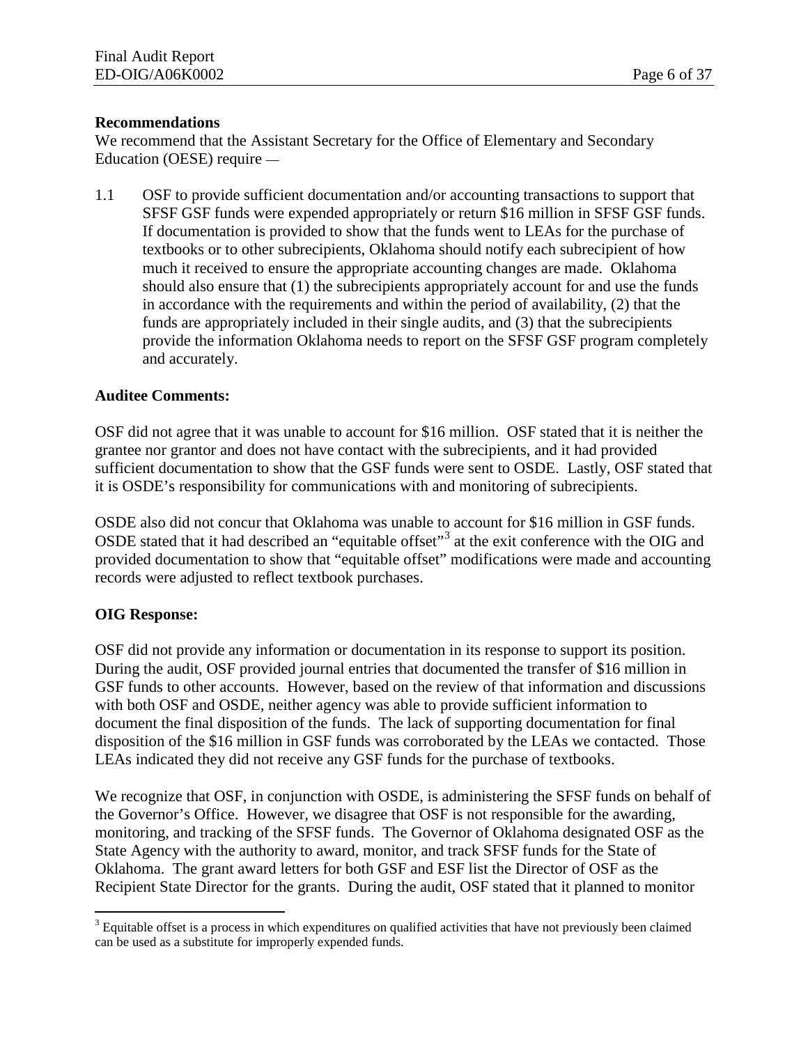**Recommendations**

We recommend that the Assistant Secretary for the Office of Elementary and Secondary Education (OESE) require —

1.1 OSF to provide sufficient documentation and/or accounting transactions to support that SFSF GSF funds were expended appropriately or return \$16 million in SFSF GSF funds. If documentation is provided to show that the funds went to LEAs for the purchase of textbooks or to other subrecipients, Oklahoma should notify each subrecipient of how much it received to ensure the appropriate accounting changes are made. Oklahoma should also ensure that (1) the subrecipients appropriately account for and use the funds in accordance with the requirements and within the period of availability, (2) that the funds are appropriately included in their single audits, and (3) that the subrecipients provide the information Oklahoma needs to report on the SFSF GSF program completely and accurately.

**Auditee Comments:**

OSF did not agree that it was unable to account for \$16 million. OSF stated that it is neither the grantee nor grantor and does not have contact with the subrecipients, and it had provided sufficient documentation to show that the GSF funds were sent to OSDE. Lastly, OSF stated that it is OSDE's responsibility for communications with and monitoring of subrecipients.

OSDE also did not concur that Oklahoma was unable to account for \$16 million in GSF funds. OSDE stated that it had described an "equitable offset"[3] at the exit conference with the OIG and provided documentation to show that "equitable offset" modifications were made and accounting records were adjusted to reflect textbook purchases.

**OIG Response:**

OSF did not provide any information or documentation in its response to support its position. During the audit, OSF provided journal entries that documented the transfer of \$16 million in GSF funds to other accounts. However, based on the review of that information and discussions with both OSF and OSDE, neither agency was able to provide sufficient information to document the final disposition of the funds. The lack of supporting documentation for final disposition of the \$16 million in GSF funds was corroborated by the LEAs we contacted. Those LEAs indicated they did not receive any GSF funds for the purchase of textbooks.

We recognize that OSF, in conjunction with OSDE, is administering the SFSF funds on behalf of the Governor's Office. However, we disagree that OSF is not responsible for the awarding, monitoring, and tracking of the SFSF funds. The Governor of Oklahoma designated OSF as the State Agency with the authority to award, monitor, and track SFSF funds for the State of Oklahoma. The grant award letters for both GSF and ESF list the Director of OSF as the Recipient State Director for the grants. During the audit, OSF stated that it planned to monitor

[3] Equitable offset is a process in which expenditures on qualified activities that have not previously been claimed can be used as a substitute for improperly expended funds.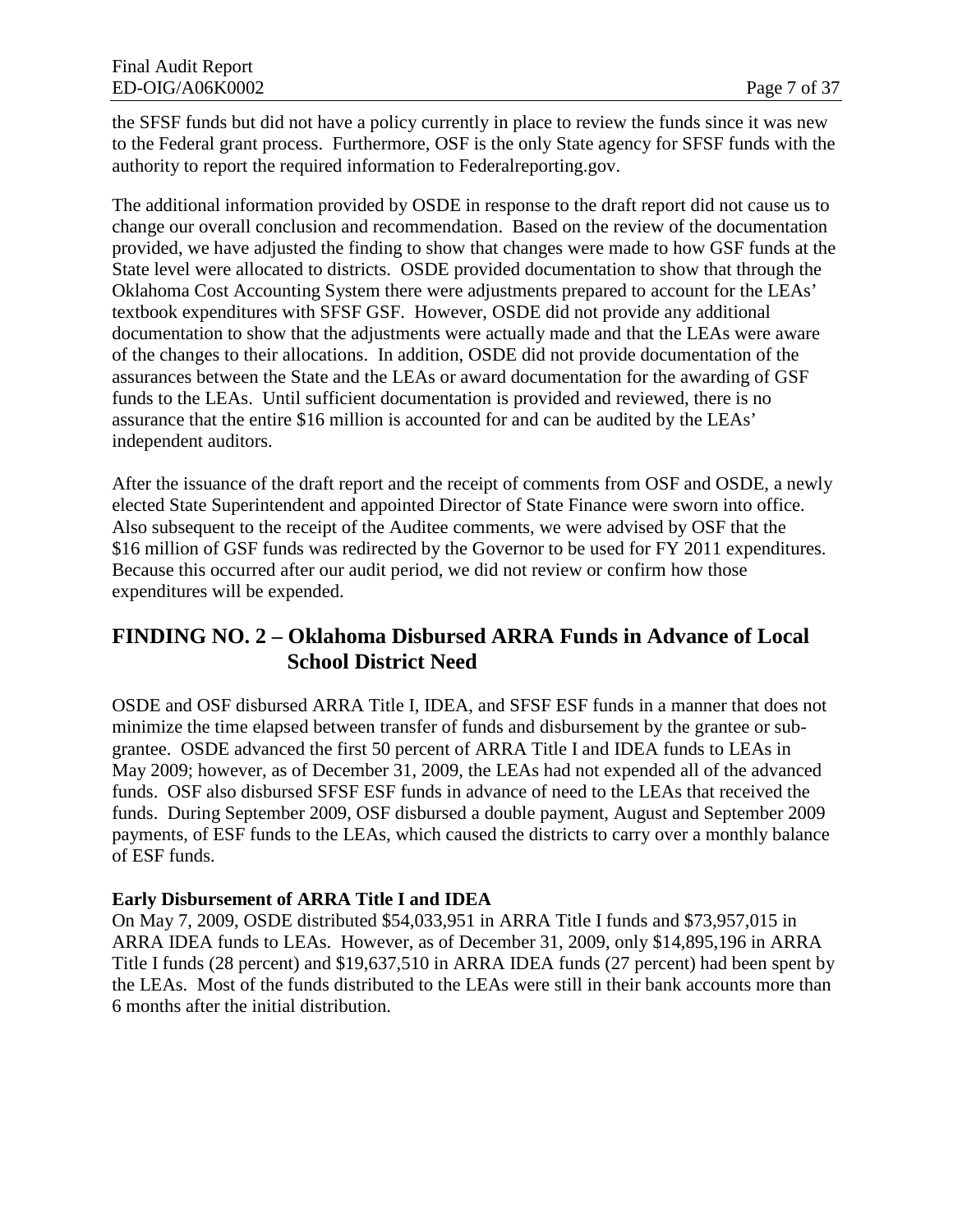the SFSF funds but did not have a policy currently in place to review the funds since it was new to the Federal grant process. Furthermore, OSF is the only State agency for SFSF funds with the authority to report the required information to Federalreporting.gov.

The additional information provided by OSDE in response to the draft report did not cause us to change our overall conclusion and recommendation. Based on the review of the documentation provided, we have adjusted the finding to show that changes were made to how GSF funds at the State level were allocated to districts. OSDE provided documentation to show that through the Oklahoma Cost Accounting System there were adjustments prepared to account for the LEAs' textbook expenditures with SFSF GSF. However, OSDE did not provide any additional documentation to show that the adjustments were actually made and that the LEAs were aware of the changes to their allocations. In addition, OSDE did not provide documentation of the assurances between the State and the LEAs or award documentation for the awarding of GSF funds to the LEAs. Until sufficient documentation is provided and reviewed, there is no assurance that the entire $16 million is accounted for and can be audited by the LEAs' independent auditors.

After the issuance of the draft report and the receipt of comments from OSF and OSDE, a newly elected State Superintendent and appointed Director of State Finance were sworn into office. Also subsequent to the receipt of the Auditee comments, we were advised by OSF that the $16 million of GSF funds was redirected by the Governor to be used for FY 2011 expenditures. Because this occurred after our audit period, we did not review or confirm how those expenditures will be expended.

## FINDING NO. 2 – Oklahoma Disbursed ARRA Funds in Advance of Local School District Need

OSDE and OSF disbursed ARRA Title I, IDEA, and SFSF ESF funds in a manner that does not minimize the time elapsed between transfer of funds and disbursement by the grantee or sub-grantee. OSDE advanced the first 50 percent of ARRA Title I and IDEA funds to LEAs in May 2009; however, as of December 31, 2009, the LEAs had not expended all of the advanced funds. OSF also disbursed SFSF ESF funds in advance of need to the LEAs that received the funds. During September 2009, OSF disbursed a double payment, August and September 2009 payments, of ESF funds to the LEAs, which caused the districts to carry over a monthly balance of ESF funds.

**Early Disbursement of ARRA Title I and IDEA**

On May 7, 2009, OSDE distributed $54,033,951 in ARRA Title I funds and $73,957,015 in ARRA IDEA funds to LEAs. However, as of December 31, 2009, only $14,895,196 in ARRA Title I funds (28 percent) and $19,637,510 in ARRA IDEA funds (27 percent) had been spent by the LEAs. Most of the funds distributed to the LEAs were still in their bank accounts more than 6 months after the initial distribution.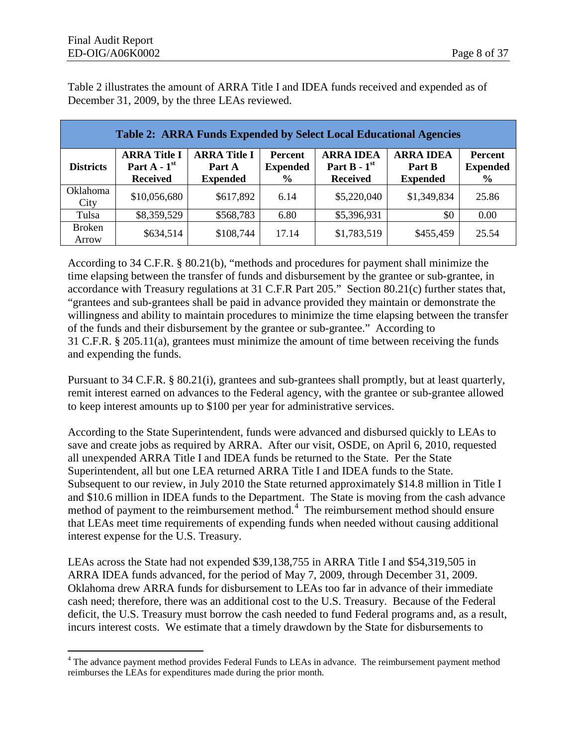Table 2 illustrates the amount of ARRA Title I and IDEA funds received and expended as of December 31, 2009, by the three LEAs reviewed.

| Table 2: ARRA Funds Expended by Select Local Educational Agencies | | | | | | |
|---|---|---|---|---|---|---|
| **Districts** | **ARRA Title I Part A - 1st Received** | **ARRA Title I Part A Expended** | **Percent Expended %** | **ARRA IDEA Part B - 1st Received** | **ARRA IDEA Part B Expended** | **Percent Expended %** |
| Oklahoma City | $10,056,680 | $617,892 | 6.14 | $5,220,040 | $1,349,834 | 25.86 |
| Tulsa | $8,359,529 | $568,783 | 6.80 | $5,396,931 | $0 | 0.00 |
| Broken Arrow | $634,514 | $108,744 | 17.14 | $1,783,519 | $455,459 | 25.54 |

According to 34 C.F.R. § 80.21(b), "methods and procedures for payment shall minimize the time elapsing between the transfer of funds and disbursement by the grantee or sub-grantee, in accordance with Treasury regulations at 31 C.F.R Part 205." Section 80.21(c) further states that, "grantees and sub-grantees shall be paid in advance provided they maintain or demonstrate the willingness and ability to maintain procedures to minimize the time elapsing between the transfer of the funds and their disbursement by the grantee or sub-grantee." According to 31 C.F.R. § 205.11(a), grantees must minimize the amount of time between receiving the funds and expending the funds.

Pursuant to 34 C.F.R. § 80.21(i), grantees and sub-grantees shall promptly, but at least quarterly, remit interest earned on advances to the Federal agency, with the grantee or sub-grantee allowed to keep interest amounts up to $100 per year for administrative services.

According to the State Superintendent, funds were advanced and disbursed quickly to LEAs to save and create jobs as required by ARRA. After our visit, OSDE, on April 6, 2010, requested all unexpended ARRA Title I and IDEA funds be returned to the State. Per the State Superintendent, all but one LEA returned ARRA Title I and IDEA funds to the State. Subsequent to our review, in July 2010 the State returned approximately $14.8 million in Title I and $10.6 million in IDEA funds to the Department. The State is moving from the cash advance method of payment to the reimbursement method.[4] The reimbursement method should ensure that LEAs meet time requirements of expending funds when needed without causing additional interest expense for the U.S. Treasury.

LEAs across the State had not expended $39,138,755 in ARRA Title I and $54,319,505 in ARRA IDEA funds advanced, for the period of May 7, 2009, through December 31, 2009. Oklahoma drew ARRA funds for disbursement to LEAs too far in advance of their immediate cash need; therefore, there was an additional cost to the U.S. Treasury. Because of the Federal deficit, the U.S. Treasury must borrow the cash needed to fund Federal programs and, as a result, incurs interest costs. We estimate that a timely drawdown by the State for disbursements to

[4] The advance payment method provides Federal Funds to LEAs in advance. The reimbursement payment method reimburses the LEAs for expenditures made during the prior month.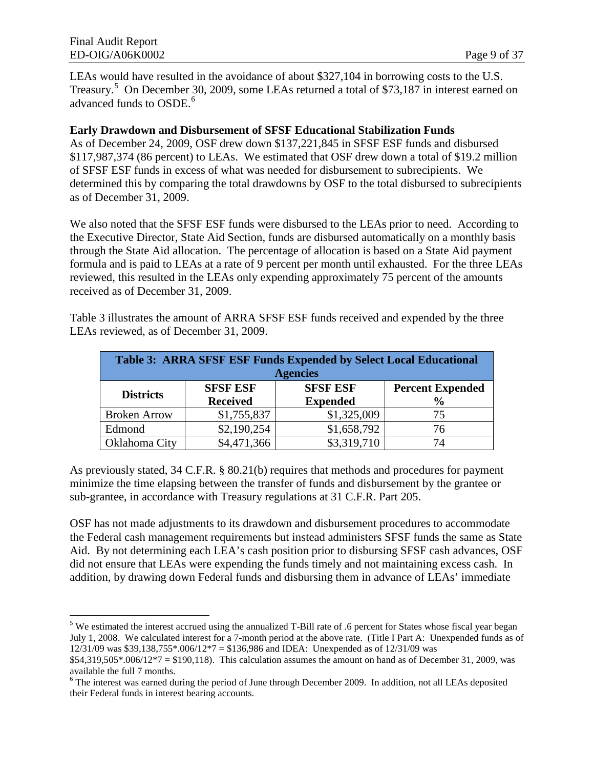LEAs would have resulted in the avoidance of about $327,104 in borrowing costs to the U.S. Treasury.[5] On December 30, 2009, some LEAs returned a total of $73,187 in interest earned on advanced funds to OSDE.[6]

**Early Drawdown and Disbursement of SFSF Educational Stabilization Funds**

As of December 24, 2009, OSF drew down $137,221,845 in SFSF ESF funds and disbursed $117,987,374 (86 percent) to LEAs. We estimated that OSF drew down a total of $19.2 million of SFSF ESF funds in excess of what was needed for disbursement to subrecipients. We determined this by comparing the total drawdowns by OSF to the total disbursed to subrecipients as of December 31, 2009.

We also noted that the SFSF ESF funds were disbursed to the LEAs prior to need. According to the Executive Director, State Aid Section, funds are disbursed automatically on a monthly basis through the State Aid allocation. The percentage of allocation is based on a State Aid payment formula and is paid to LEAs at a rate of 9 percent per month until exhausted. For the three LEAs reviewed, this resulted in the LEAs only expending approximately 75 percent of the amounts received as of December 31, 2009.

Table 3 illustrates the amount of ARRA SFSF ESF funds received and expended by the three LEAs reviewed, as of December 31, 2009.

**Table 3: ARRA SFSF ESF Funds Expended by Select Local Educational Agencies**

| Districts | SFSF ESF Received | SFSF ESF Expended | Percent Expended % |
|---|---|---|---|
| Broken Arrow | $1,755,837 | $1,325,009 | 75 |
| Edmond | $2,190,254 | $1,658,792 | 76 |
| Oklahoma City | $4,471,366 | $3,319,710 | 74 |

As previously stated, 34 C.F.R. § 80.21(b) requires that methods and procedures for payment minimize the time elapsing between the transfer of funds and disbursement by the grantee or sub-grantee, in accordance with Treasury regulations at 31 C.F.R. Part 205.

OSF has not made adjustments to its drawdown and disbursement procedures to accommodate the Federal cash management requirements but instead administers SFSF funds the same as State Aid. By not determining each LEA's cash position prior to disbursing SFSF cash advances, OSF did not ensure that LEAs were expending the funds timely and not maintaining excess cash. In addition, by drawing down Federal funds and disbursing them in advance of LEAs' immediate

---

[5] We estimated the interest accrued using the annualized T-Bill rate of .6 percent for States whose fiscal year began July 1, 2008. We calculated interest for a 7-month period at the above rate. (Title I Part A: Unexpended funds as of 12/31/09 was $39,138,755*.006/12*7 = $136,986 and IDEA: Unexpended as of 12/31/09 was $54,319,505*.006/12*7 = $190,118). This calculation assumes the amount on hand as of December 31, 2009, was available the full 7 months.

[6] The interest was earned during the period of June through December 2009. In addition, not all LEAs deposited their Federal funds in interest bearing accounts.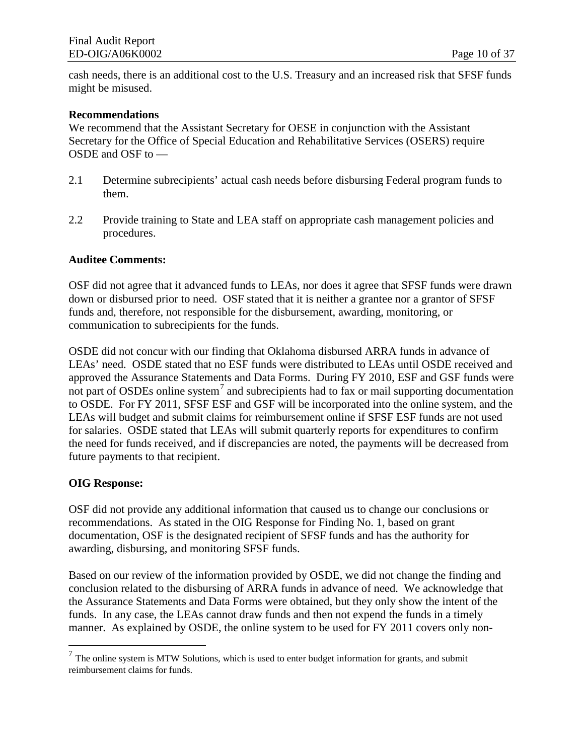cash needs, there is an additional cost to the U.S. Treasury and an increased risk that SFSF funds might be misused.

**Recommendations**

We recommend that the Assistant Secretary for OESE in conjunction with the Assistant Secretary for the Office of Special Education and Rehabilitative Services (OSERS) require OSDE and OSF to —

2.1 Determine subrecipients' actual cash needs before disbursing Federal program funds to them.

2.2 Provide training to State and LEA staff on appropriate cash management policies and procedures.

**Auditee Comments:**

OSF did not agree that it advanced funds to LEAs, nor does it agree that SFSF funds were drawn down or disbursed prior to need. OSF stated that it is neither a grantee nor a grantor of SFSF funds and, therefore, not responsible for the disbursement, awarding, monitoring, or communication to subrecipients for the funds.

OSDE did not concur with our finding that Oklahoma disbursed ARRA funds in advance of LEAs' need. OSDE stated that no ESF funds were distributed to LEAs until OSDE received and approved the Assurance Statements and Data Forms. During FY 2010, ESF and GSF funds were not part of OSDEs online system[7] and subrecipients had to fax or mail supporting documentation to OSDE. For FY 2011, SFSF ESF and GSF will be incorporated into the online system, and the LEAs will budget and submit claims for reimbursement online if SFSF ESF funds are not used for salaries. OSDE stated that LEAs will submit quarterly reports for expenditures to confirm the need for funds received, and if discrepancies are noted, the payments will be decreased from future payments to that recipient.

**OIG Response:**

OSF did not provide any additional information that caused us to change our conclusions or recommendations. As stated in the OIG Response for Finding No. 1, based on grant documentation, OSF is the designated recipient of SFSF funds and has the authority for awarding, disbursing, and monitoring SFSF funds.

Based on our review of the information provided by OSDE, we did not change the finding and conclusion related to the disbursing of ARRA funds in advance of need. We acknowledge that the Assurance Statements and Data Forms were obtained, but they only show the intent of the funds. In any case, the LEAs cannot draw funds and then not expend the funds in a timely manner. As explained by OSDE, the online system to be used for FY 2011 covers only non-

[7] The online system is MTW Solutions, which is used to enter budget information for grants, and submit reimbursement claims for funds.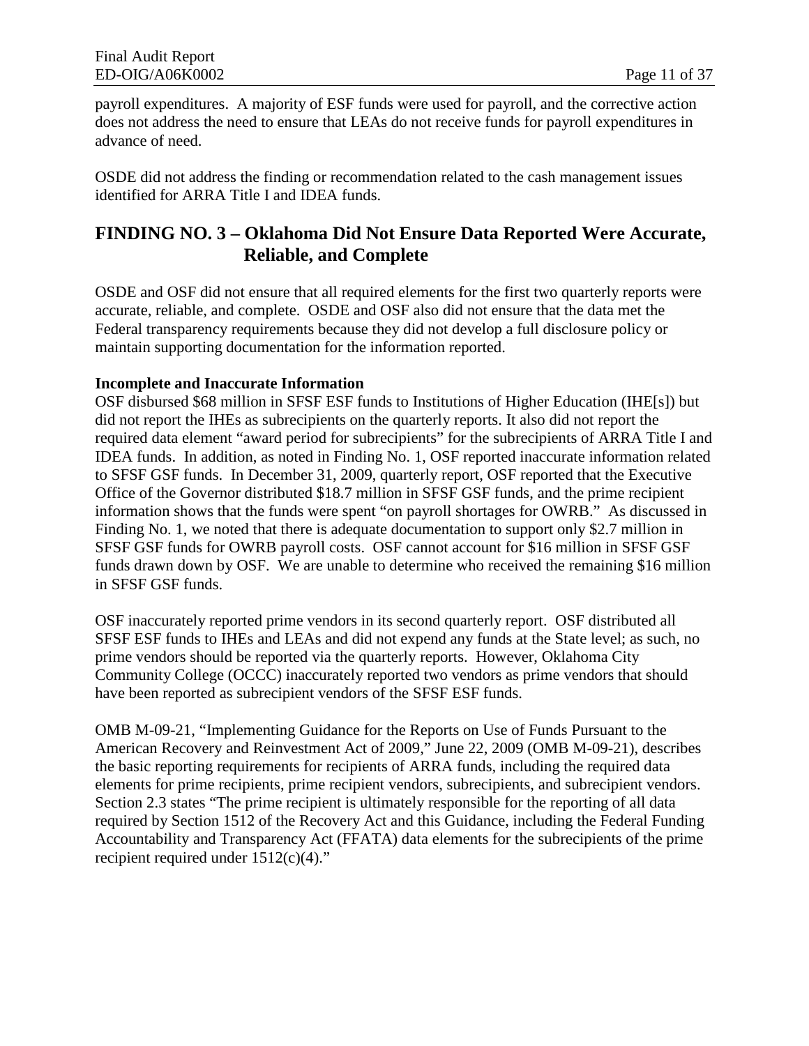payroll expenditures. A majority of ESF funds were used for payroll, and the corrective action does not address the need to ensure that LEAs do not receive funds for payroll expenditures in advance of need.

OSDE did not address the finding or recommendation related to the cash management issues identified for ARRA Title I and IDEA funds.

## FINDING NO. 3 – Oklahoma Did Not Ensure Data Reported Were Accurate, Reliable, and Complete

OSDE and OSF did not ensure that all required elements for the first two quarterly reports were accurate, reliable, and complete. OSDE and OSF also did not ensure that the data met the Federal transparency requirements because they did not develop a full disclosure policy or maintain supporting documentation for the information reported.

**Incomplete and Inaccurate Information**

OSF disbursed $68 million in SFSF ESF funds to Institutions of Higher Education (IHE[s]) but did not report the IHEs as subrecipients on the quarterly reports. It also did not report the required data element "award period for subrecipients" for the subrecipients of ARRA Title I and IDEA funds. In addition, as noted in Finding No. 1, OSF reported inaccurate information related to SFSF GSF funds. In December 31, 2009, quarterly report, OSF reported that the Executive Office of the Governor distributed $18.7 million in SFSF GSF funds, and the prime recipient information shows that the funds were spent "on payroll shortages for OWRB." As discussed in Finding No. 1, we noted that there is adequate documentation to support only $2.7 million in SFSF GSF funds for OWRB payroll costs. OSF cannot account for $16 million in SFSF GSF funds drawn down by OSF. We are unable to determine who received the remaining $16 million in SFSF GSF funds.

OSF inaccurately reported prime vendors in its second quarterly report. OSF distributed all SFSF ESF funds to IHEs and LEAs and did not expend any funds at the State level; as such, no prime vendors should be reported via the quarterly reports. However, Oklahoma City Community College (OCCC) inaccurately reported two vendors as prime vendors that should have been reported as subrecipient vendors of the SFSF ESF funds.

OMB M-09-21, "Implementing Guidance for the Reports on Use of Funds Pursuant to the American Recovery and Reinvestment Act of 2009," June 22, 2009 (OMB M-09-21), describes the basic reporting requirements for recipients of ARRA funds, including the required data elements for prime recipients, prime recipient vendors, subrecipients, and subrecipient vendors. Section 2.3 states "The prime recipient is ultimately responsible for the reporting of all data required by Section 1512 of the Recovery Act and this Guidance, including the Federal Funding Accountability and Transparency Act (FFATA) data elements for the subrecipients of the prime recipient required under 1512(c)(4)."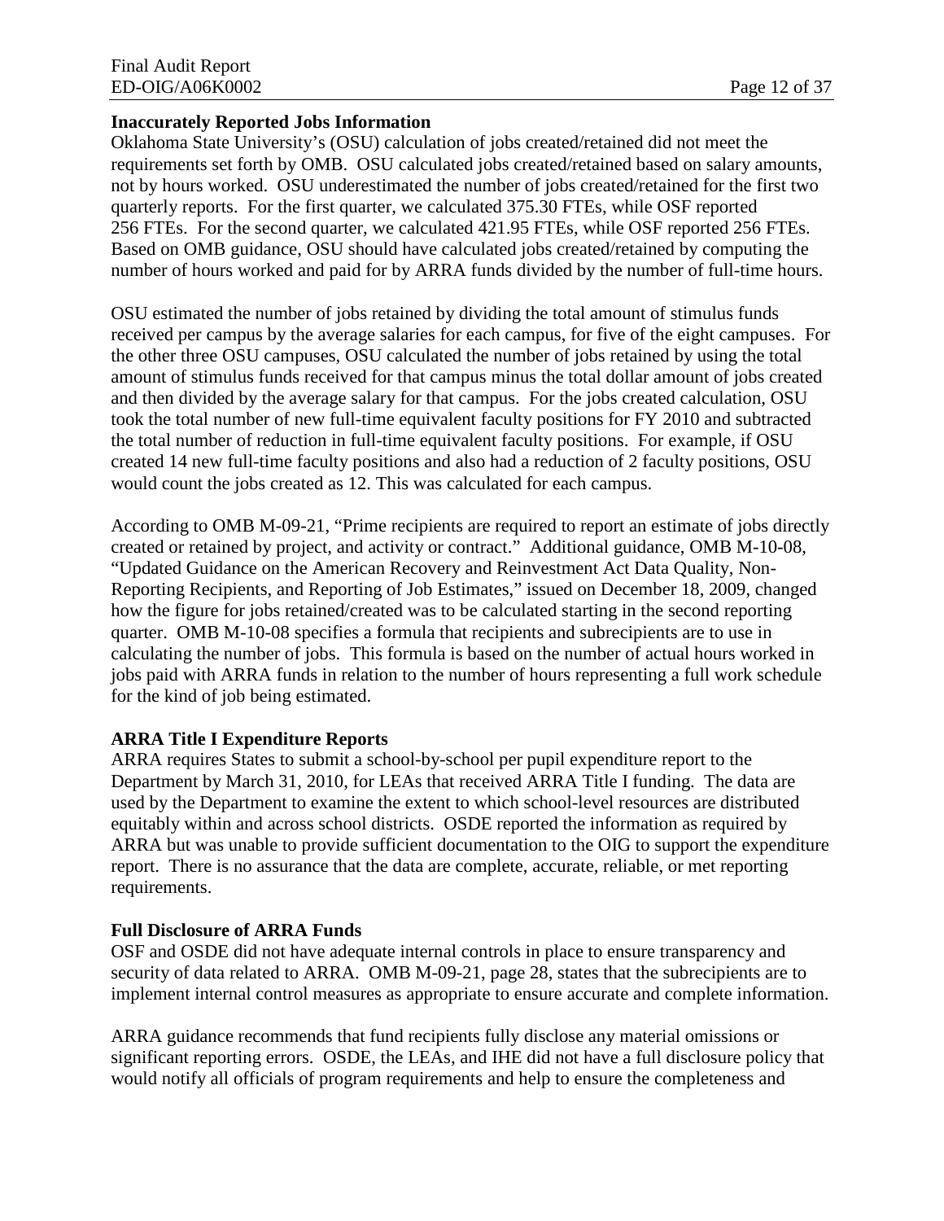**Inaccurately Reported Jobs Information**

Oklahoma State University's (OSU) calculation of jobs created/retained did not meet the requirements set forth by OMB. OSU calculated jobs created/retained based on salary amounts, not by hours worked. OSU underestimated the number of jobs created/retained for the first two quarterly reports. For the first quarter, we calculated 375.30 FTEs, while OSF reported 256 FTEs. For the second quarter, we calculated 421.95 FTEs, while OSF reported 256 FTEs. Based on OMB guidance, OSU should have calculated jobs created/retained by computing the number of hours worked and paid for by ARRA funds divided by the number of full-time hours.

OSU estimated the number of jobs retained by dividing the total amount of stimulus funds received per campus by the average salaries for each campus, for five of the eight campuses. For the other three OSU campuses, OSU calculated the number of jobs retained by using the total amount of stimulus funds received for that campus minus the total dollar amount of jobs created and then divided by the average salary for that campus. For the jobs created calculation, OSU took the total number of new full-time equivalent faculty positions for FY 2010 and subtracted the total number of reduction in full-time equivalent faculty positions. For example, if OSU created 14 new full-time faculty positions and also had a reduction of 2 faculty positions, OSU would count the jobs created as 12. This was calculated for each campus.

According to OMB M-09-21, "Prime recipients are required to report an estimate of jobs directly created or retained by project, and activity or contract." Additional guidance, OMB M-10-08, "Updated Guidance on the American Recovery and Reinvestment Act Data Quality, Non-Reporting Recipients, and Reporting of Job Estimates," issued on December 18, 2009, changed how the figure for jobs retained/created was to be calculated starting in the second reporting quarter. OMB M-10-08 specifies a formula that recipients and subrecipients are to use in calculating the number of jobs. This formula is based on the number of actual hours worked in jobs paid with ARRA funds in relation to the number of hours representing a full work schedule for the kind of job being estimated.

**ARRA Title I Expenditure Reports**

ARRA requires States to submit a school-by-school per pupil expenditure report to the Department by March 31, 2010, for LEAs that received ARRA Title I funding. The data are used by the Department to examine the extent to which school-level resources are distributed equitably within and across school districts. OSDE reported the information as required by ARRA but was unable to provide sufficient documentation to the OIG to support the expenditure report. There is no assurance that the data are complete, accurate, reliable, or met reporting requirements.

**Full Disclosure of ARRA Funds**

OSF and OSDE did not have adequate internal controls in place to ensure transparency and security of data related to ARRA. OMB M-09-21, page 28, states that the subrecipients are to implement internal control measures as appropriate to ensure accurate and complete information.

ARRA guidance recommends that fund recipients fully disclose any material omissions or significant reporting errors. OSDE, the LEAs, and IHE did not have a full disclosure policy that would notify all officials of program requirements and help to ensure the completeness and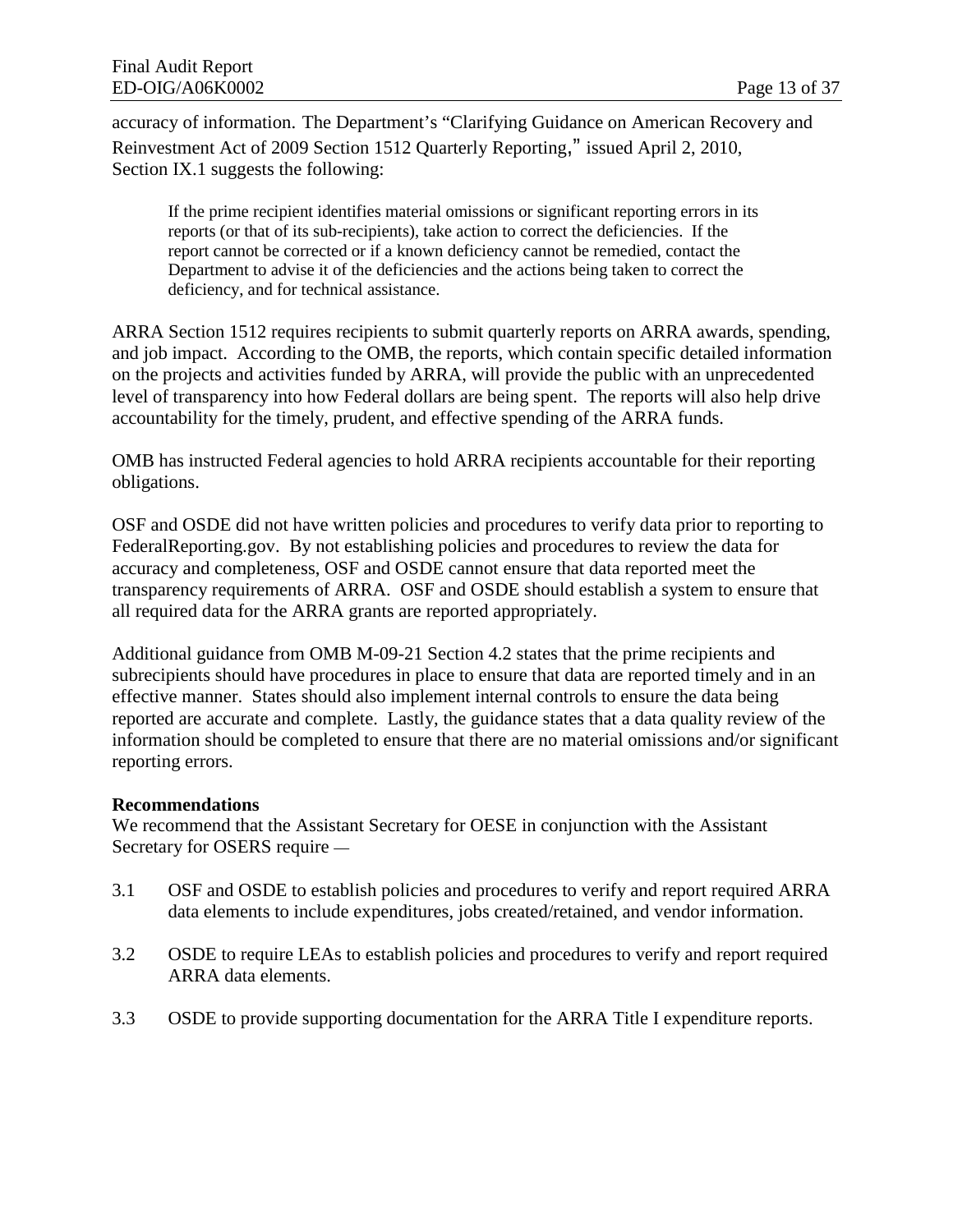accuracy of information. The Department's "Clarifying Guidance on American Recovery and Reinvestment Act of 2009 Section 1512 Quarterly Reporting," issued April 2, 2010, Section IX.1 suggests the following:

> If the prime recipient identifies material omissions or significant reporting errors in its reports (or that of its sub-recipients), take action to correct the deficiencies. If the report cannot be corrected or if a known deficiency cannot be remedied, contact the Department to advise it of the deficiencies and the actions being taken to correct the deficiency, and for technical assistance.

ARRA Section 1512 requires recipients to submit quarterly reports on ARRA awards, spending, and job impact. According to the OMB, the reports, which contain specific detailed information on the projects and activities funded by ARRA, will provide the public with an unprecedented level of transparency into how Federal dollars are being spent. The reports will also help drive accountability for the timely, prudent, and effective spending of the ARRA funds.

OMB has instructed Federal agencies to hold ARRA recipients accountable for their reporting obligations.

OSF and OSDE did not have written policies and procedures to verify data prior to reporting to FederalReporting.gov. By not establishing policies and procedures to review the data for accuracy and completeness, OSF and OSDE cannot ensure that data reported meet the transparency requirements of ARRA. OSF and OSDE should establish a system to ensure that all required data for the ARRA grants are reported appropriately.

Additional guidance from OMB M-09-21 Section 4.2 states that the prime recipients and subrecipients should have procedures in place to ensure that data are reported timely and in an effective manner. States should also implement internal controls to ensure the data being reported are accurate and complete. Lastly, the guidance states that a data quality review of the information should be completed to ensure that there are no material omissions and/or significant reporting errors.

**Recommendations**

We recommend that the Assistant Secretary for OESE in conjunction with the Assistant Secretary for OSERS require —

3.1 OSF and OSDE to establish policies and procedures to verify and report required ARRA data elements to include expenditures, jobs created/retained, and vendor information.

3.2 OSDE to require LEAs to establish policies and procedures to verify and report required ARRA data elements.

3.3 OSDE to provide supporting documentation for the ARRA Title I expenditure reports.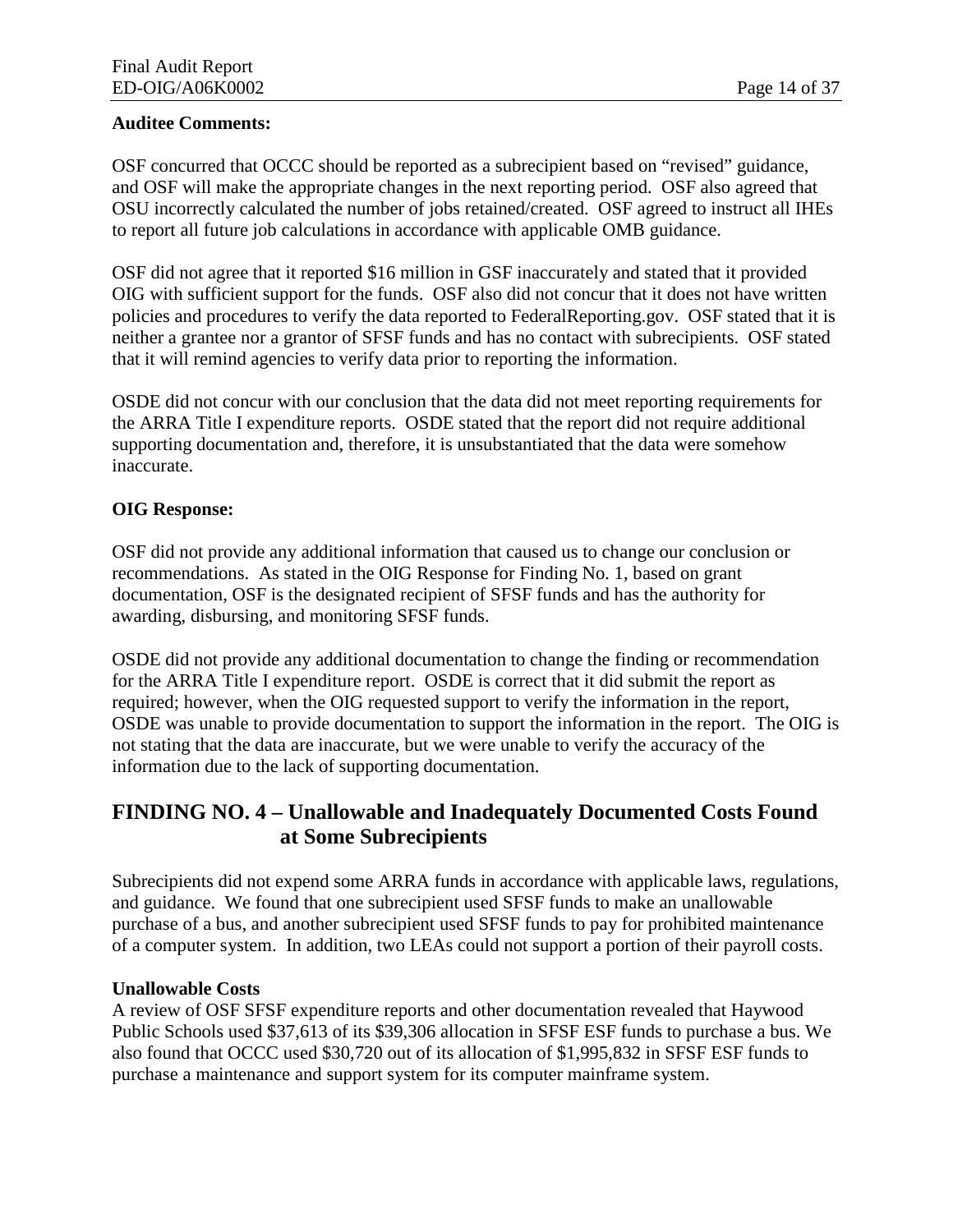**Auditee Comments:**

OSF concurred that OCCC should be reported as a subrecipient based on "revised" guidance, and OSF will make the appropriate changes in the next reporting period. OSF also agreed that OSU incorrectly calculated the number of jobs retained/created. OSF agreed to instruct all IHEs to report all future job calculations in accordance with applicable OMB guidance.

OSF did not agree that it reported $16 million in GSF inaccurately and stated that it provided OIG with sufficient support for the funds. OSF also did not concur that it does not have written policies and procedures to verify the data reported to FederalReporting.gov. OSF stated that it is neither a grantee nor a grantor of SFSF funds and has no contact with subrecipients. OSF stated that it will remind agencies to verify data prior to reporting the information.

OSDE did not concur with our conclusion that the data did not meet reporting requirements for the ARRA Title I expenditure reports. OSDE stated that the report did not require additional supporting documentation and, therefore, it is unsubstantiated that the data were somehow inaccurate.

**OIG Response:**

OSF did not provide any additional information that caused us to change our conclusion or recommendations. As stated in the OIG Response for Finding No. 1, based on grant documentation, OSF is the designated recipient of SFSF funds and has the authority for awarding, disbursing, and monitoring SFSF funds.

OSDE did not provide any additional documentation to change the finding or recommendation for the ARRA Title I expenditure report. OSDE is correct that it did submit the report as required; however, when the OIG requested support to verify the information in the report, OSDE was unable to provide documentation to support the information in the report. The OIG is not stating that the data are inaccurate, but we were unable to verify the accuracy of the information due to the lack of supporting documentation.

## FINDING NO. 4 – Unallowable and Inadequately Documented Costs Found at Some Subrecipients

Subrecipients did not expend some ARRA funds in accordance with applicable laws, regulations, and guidance. We found that one subrecipient used SFSF funds to make an unallowable purchase of a bus, and another subrecipient used SFSF funds to pay for prohibited maintenance of a computer system. In addition, two LEAs could not support a portion of their payroll costs.

**Unallowable Costs**

A review of OSF SFSF expenditure reports and other documentation revealed that Haywood Public Schools used $37,613 of its $39,306 allocation in SFSF ESF funds to purchase a bus. We also found that OCCC used $30,720 out of its allocation of $1,995,832 in SFSF ESF funds to purchase a maintenance and support system for its computer mainframe system.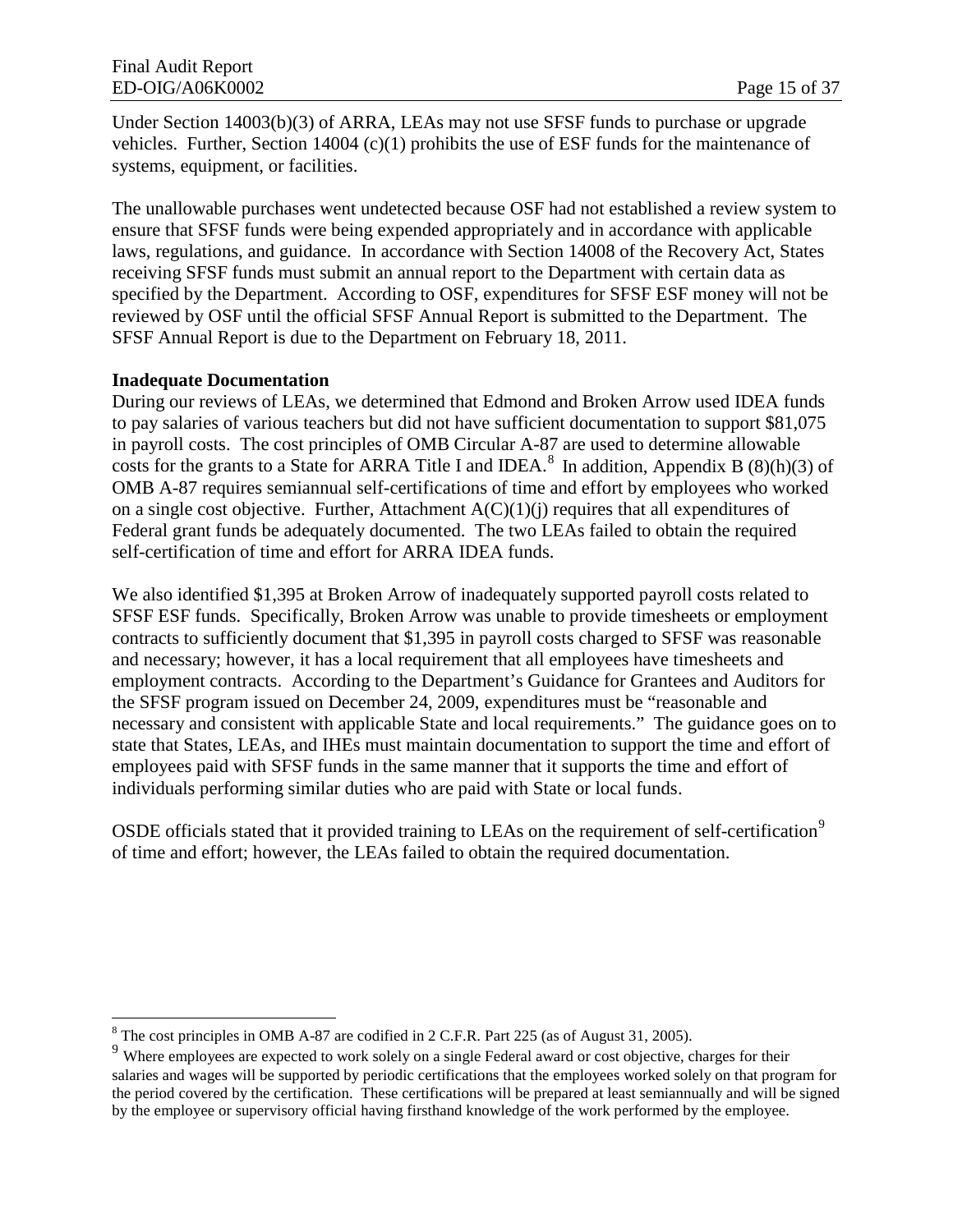Under Section 14003(b)(3) of ARRA, LEAs may not use SFSF funds to purchase or upgrade vehicles. Further, Section 14004 (c)(1) prohibits the use of ESF funds for the maintenance of systems, equipment, or facilities.

The unallowable purchases went undetected because OSF had not established a review system to ensure that SFSF funds were being expended appropriately and in accordance with applicable laws, regulations, and guidance. In accordance with Section 14008 of the Recovery Act, States receiving SFSF funds must submit an annual report to the Department with certain data as specified by the Department. According to OSF, expenditures for SFSF ESF money will not be reviewed by OSF until the official SFSF Annual Report is submitted to the Department. The SFSF Annual Report is due to the Department on February 18, 2011.

**Inadequate Documentation**

During our reviews of LEAs, we determined that Edmond and Broken Arrow used IDEA funds to pay salaries of various teachers but did not have sufficient documentation to support $81,075 in payroll costs. The cost principles of OMB Circular A-87 are used to determine allowable costs for the grants to a State for ARRA Title I and IDEA.[8] In addition, Appendix B (8)(h)(3) of OMB A-87 requires semiannual self-certifications of time and effort by employees who worked on a single cost objective. Further, Attachment A(C)(1)(j) requires that all expenditures of Federal grant funds be adequately documented. The two LEAs failed to obtain the required self-certification of time and effort for ARRA IDEA funds.

We also identified $1,395 at Broken Arrow of inadequately supported payroll costs related to SFSF ESF funds. Specifically, Broken Arrow was unable to provide timesheets or employment contracts to sufficiently document that $1,395 in payroll costs charged to SFSF was reasonable and necessary; however, it has a local requirement that all employees have timesheets and employment contracts. According to the Department's Guidance for Grantees and Auditors for the SFSF program issued on December 24, 2009, expenditures must be "reasonable and necessary and consistent with applicable State and local requirements." The guidance goes on to state that States, LEAs, and IHEs must maintain documentation to support the time and effort of employees paid with SFSF funds in the same manner that it supports the time and effort of individuals performing similar duties who are paid with State or local funds.

OSDE officials stated that it provided training to LEAs on the requirement of self-certification[9] of time and effort; however, the LEAs failed to obtain the required documentation.

---

[8] The cost principles in OMB A-87 are codified in 2 C.F.R. Part 225 (as of August 31, 2005).

[9] Where employees are expected to work solely on a single Federal award or cost objective, charges for their salaries and wages will be supported by periodic certifications that the employees worked solely on that program for the period covered by the certification. These certifications will be prepared at least semiannually and will be signed by the employee or supervisory official having firsthand knowledge of the work performed by the employee.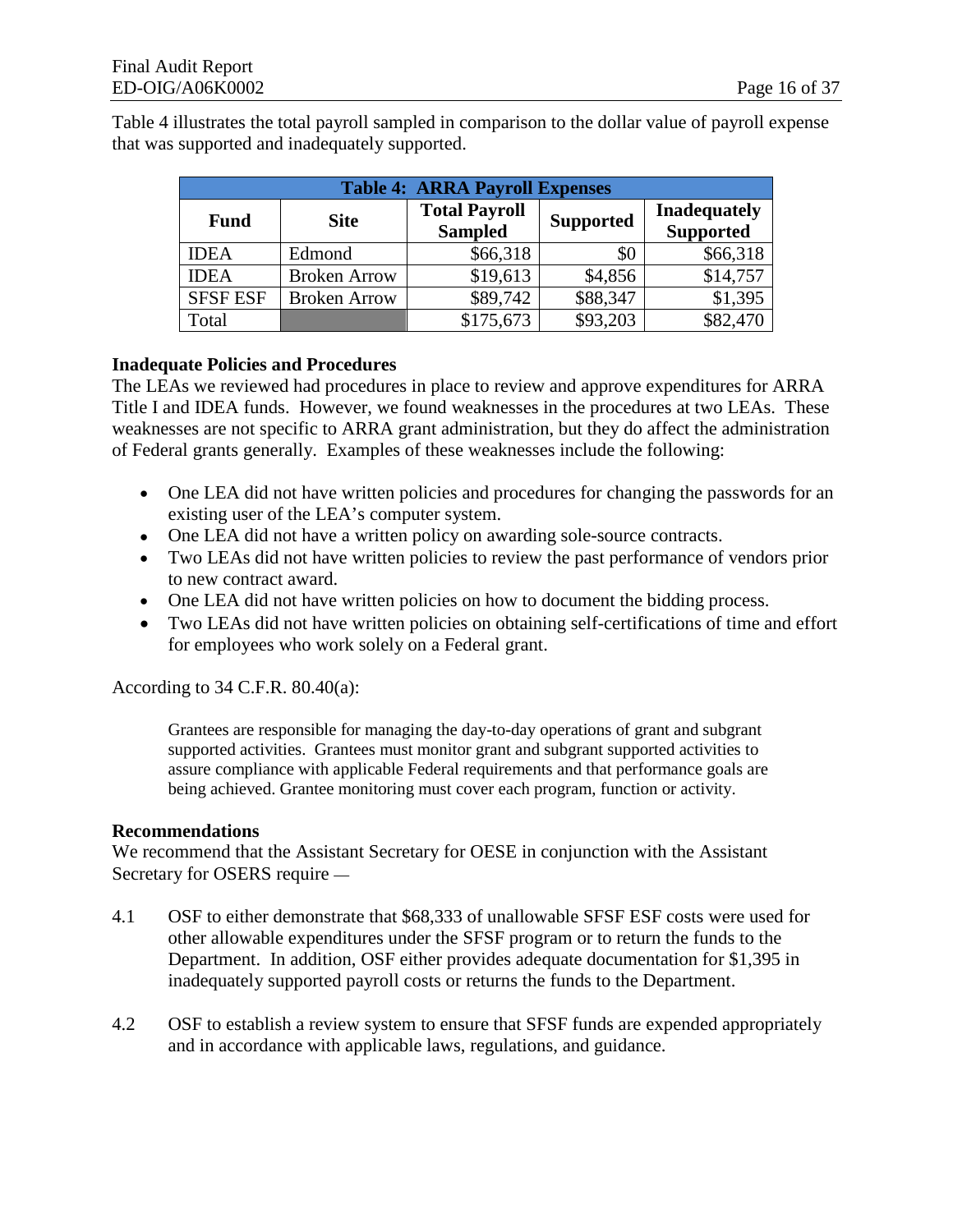Table 4 illustrates the total payroll sampled in comparison to the dollar value of payroll expense that was supported and inadequately supported.

| Table 4: ARRA Payroll Expenses | | | | |
|---|---|---|---|---|
| **Fund** | **Site** | **Total Payroll Sampled** | **Supported** | **Inadequately Supported** |
| IDEA | Edmond | $66,318 | $0 | $66,318 |
| IDEA | Broken Arrow | $19,613 | $4,856 | $14,757 |
| SFSF ESF | Broken Arrow | $89,742 | $88,347 | $1,395 |
| Total | | $175,673 | $93,203 | $82,470 |

**Inadequate Policies and Procedures**

The LEAs we reviewed had procedures in place to review and approve expenditures for ARRA Title I and IDEA funds. However, we found weaknesses in the procedures at two LEAs. These weaknesses are not specific to ARRA grant administration, but they do affect the administration of Federal grants generally. Examples of these weaknesses include the following:

- One LEA did not have written policies and procedures for changing the passwords for an existing user of the LEA's computer system.
- One LEA did not have a written policy on awarding sole-source contracts.
- Two LEAs did not have written policies to review the past performance of vendors prior to new contract award.
- One LEA did not have written policies on how to document the bidding process.
- Two LEAs did not have written policies on obtaining self-certifications of time and effort for employees who work solely on a Federal grant.

According to 34 C.F.R. 80.40(a):

> Grantees are responsible for managing the day-to-day operations of grant and subgrant supported activities. Grantees must monitor grant and subgrant supported activities to assure compliance with applicable Federal requirements and that performance goals are being achieved. Grantee monitoring must cover each program, function or activity.

**Recommendations**

We recommend that the Assistant Secretary for OESE in conjunction with the Assistant Secretary for OSERS require —

4.1 OSF to either demonstrate that $68,333 of unallowable SFSF ESF costs were used for other allowable expenditures under the SFSF program or to return the funds to the Department. In addition, OSF either provides adequate documentation for $1,395 in inadequately supported payroll costs or returns the funds to the Department.

4.2 OSF to establish a review system to ensure that SFSF funds are expended appropriately and in accordance with applicable laws, regulations, and guidance.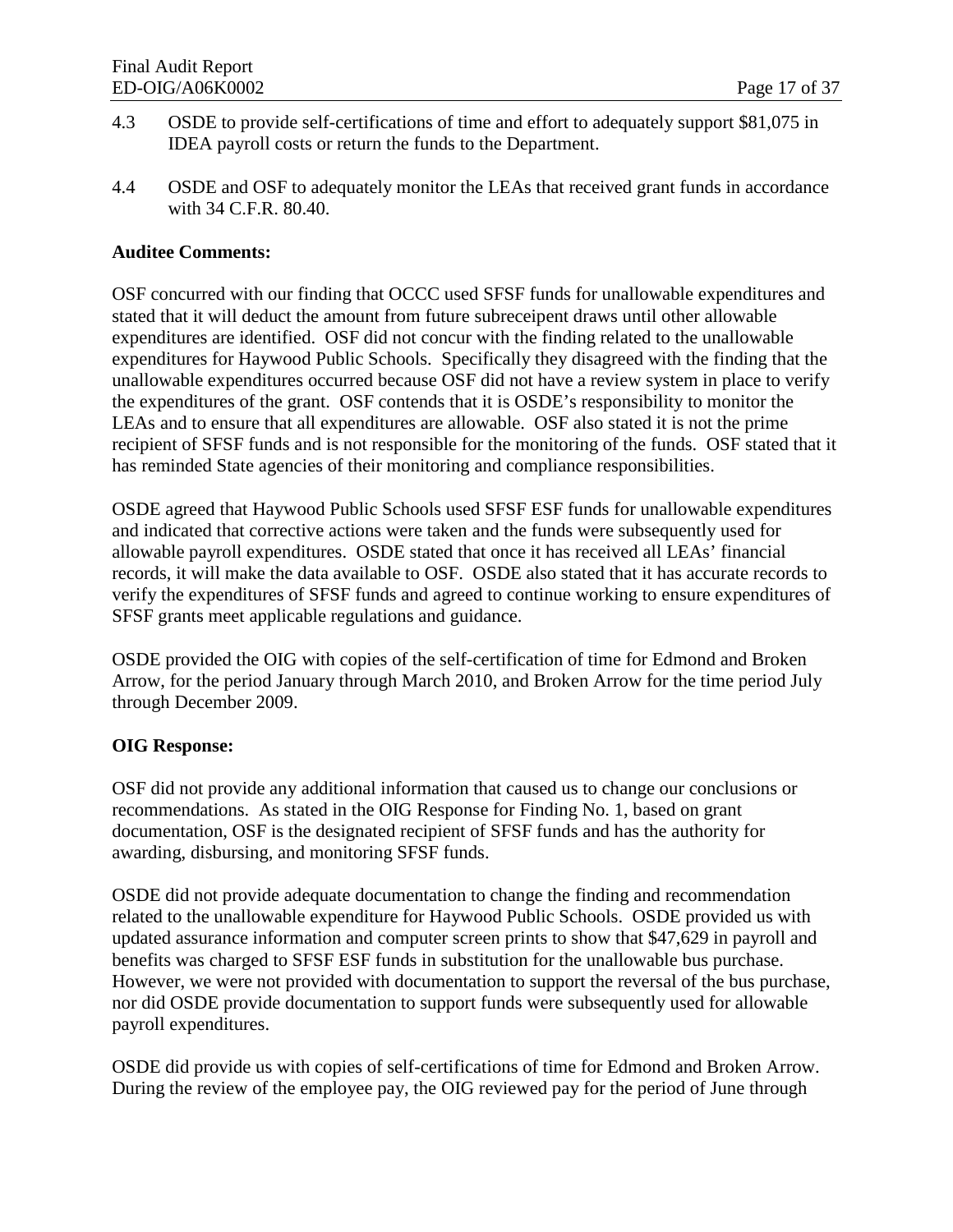4.3 OSDE to provide self-certifications of time and effort to adequately support $81,075 in IDEA payroll costs or return the funds to the Department.

4.4 OSDE and OSF to adequately monitor the LEAs that received grant funds in accordance with 34 C.F.R. 80.40.

**Auditee Comments:**

OSF concurred with our finding that OCCC used SFSF funds for unallowable expenditures and stated that it will deduct the amount from future subreceipent draws until other allowable expenditures are identified. OSF did not concur with the finding related to the unallowable expenditures for Haywood Public Schools. Specifically they disagreed with the finding that the unallowable expenditures occurred because OSF did not have a review system in place to verify the expenditures of the grant. OSF contends that it is OSDE's responsibility to monitor the LEAs and to ensure that all expenditures are allowable. OSF also stated it is not the prime recipient of SFSF funds and is not responsible for the monitoring of the funds. OSF stated that it has reminded State agencies of their monitoring and compliance responsibilities.

OSDE agreed that Haywood Public Schools used SFSF ESF funds for unallowable expenditures and indicated that corrective actions were taken and the funds were subsequently used for allowable payroll expenditures. OSDE stated that once it has received all LEAs' financial records, it will make the data available to OSF. OSDE also stated that it has accurate records to verify the expenditures of SFSF funds and agreed to continue working to ensure expenditures of SFSF grants meet applicable regulations and guidance.

OSDE provided the OIG with copies of the self-certification of time for Edmond and Broken Arrow, for the period January through March 2010, and Broken Arrow for the time period July through December 2009.

**OIG Response:**

OSF did not provide any additional information that caused us to change our conclusions or recommendations. As stated in the OIG Response for Finding No. 1, based on grant documentation, OSF is the designated recipient of SFSF funds and has the authority for awarding, disbursing, and monitoring SFSF funds.

OSDE did not provide adequate documentation to change the finding and recommendation related to the unallowable expenditure for Haywood Public Schools. OSDE provided us with updated assurance information and computer screen prints to show that $47,629 in payroll and benefits was charged to SFSF ESF funds in substitution for the unallowable bus purchase. However, we were not provided with documentation to support the reversal of the bus purchase, nor did OSDE provide documentation to support funds were subsequently used for allowable payroll expenditures.

OSDE did provide us with copies of self-certifications of time for Edmond and Broken Arrow. During the review of the employee pay, the OIG reviewed pay for the period of June through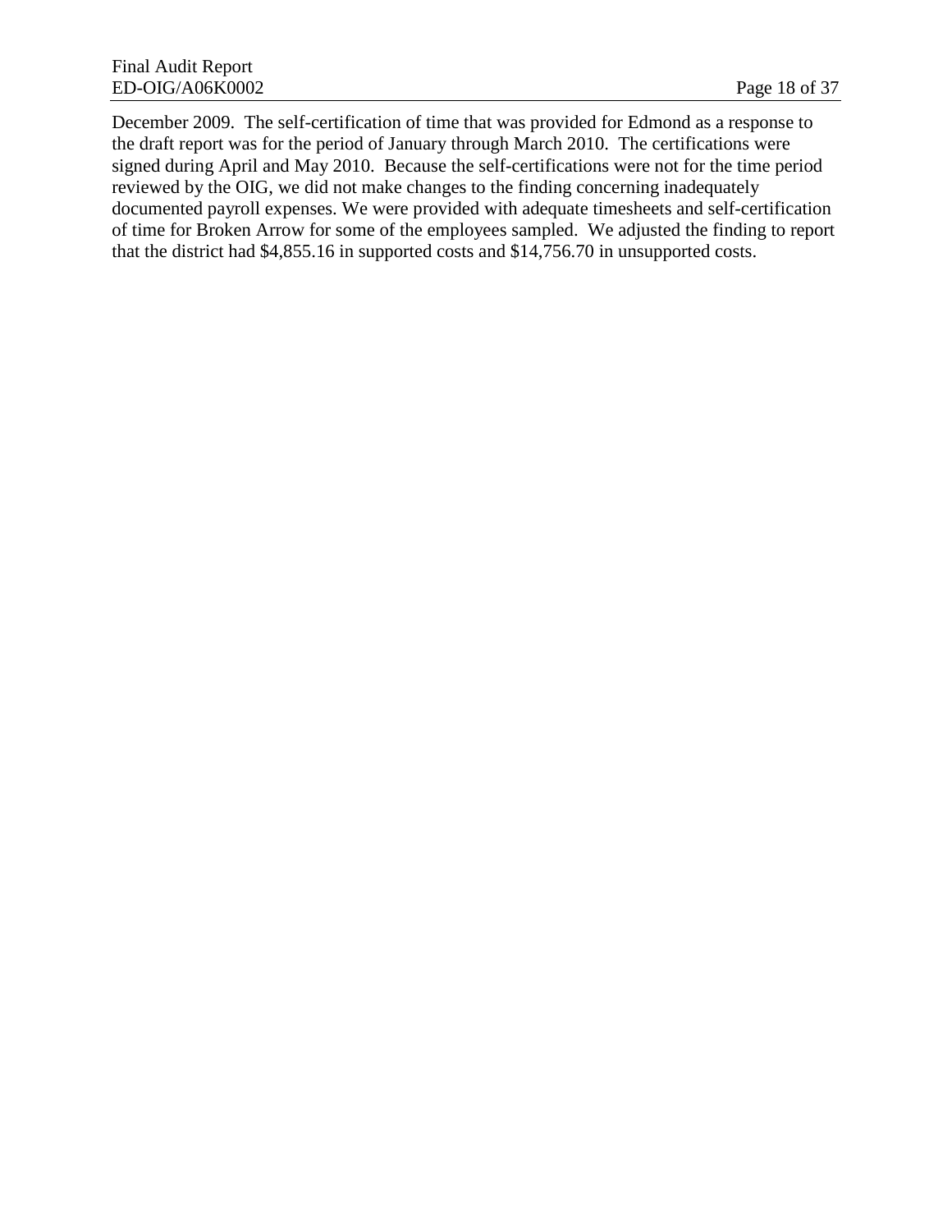December 2009. The self-certification of time that was provided for Edmond as a response to the draft report was for the period of January through March 2010. The certifications were signed during April and May 2010. Because the self-certifications were not for the time period reviewed by the OIG, we did not make changes to the finding concerning inadequately documented payroll expenses. We were provided with adequate timesheets and self-certification of time for Broken Arrow for some of the employees sampled. We adjusted the finding to report that the district had $4,855.16 in supported costs and $14,756.70 in unsupported costs.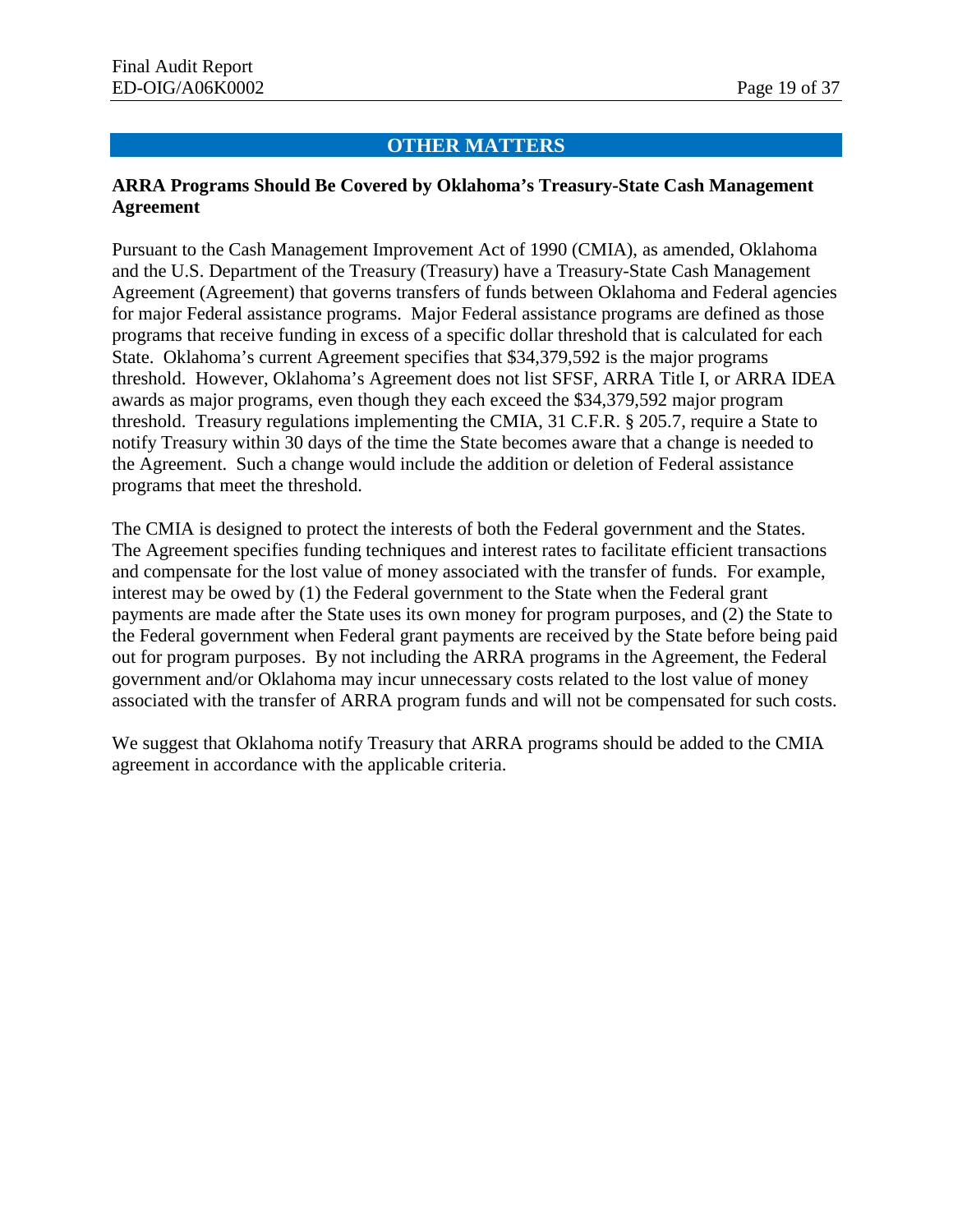## OTHER MATTERS

### ARRA Programs Should Be Covered by Oklahoma's Treasury-State Cash Management Agreement

Pursuant to the Cash Management Improvement Act of 1990 (CMIA), as amended, Oklahoma and the U.S. Department of the Treasury (Treasury) have a Treasury-State Cash Management Agreement (Agreement) that governs transfers of funds between Oklahoma and Federal agencies for major Federal assistance programs. Major Federal assistance programs are defined as those programs that receive funding in excess of a specific dollar threshold that is calculated for each State. Oklahoma's current Agreement specifies that $34,379,592 is the major programs threshold. However, Oklahoma's Agreement does not list SFSF, ARRA Title I, or ARRA IDEA awards as major programs, even though they each exceed the $34,379,592 major program threshold. Treasury regulations implementing the CMIA, 31 C.F.R. § 205.7, require a State to notify Treasury within 30 days of the time the State becomes aware that a change is needed to the Agreement. Such a change would include the addition or deletion of Federal assistance programs that meet the threshold.

The CMIA is designed to protect the interests of both the Federal government and the States. The Agreement specifies funding techniques and interest rates to facilitate efficient transactions and compensate for the lost value of money associated with the transfer of funds. For example, interest may be owed by (1) the Federal government to the State when the Federal grant payments are made after the State uses its own money for program purposes, and (2) the State to the Federal government when Federal grant payments are received by the State before being paid out for program purposes. By not including the ARRA programs in the Agreement, the Federal government and/or Oklahoma may incur unnecessary costs related to the lost value of money associated with the transfer of ARRA program funds and will not be compensated for such costs.

We suggest that Oklahoma notify Treasury that ARRA programs should be added to the CMIA agreement in accordance with the applicable criteria.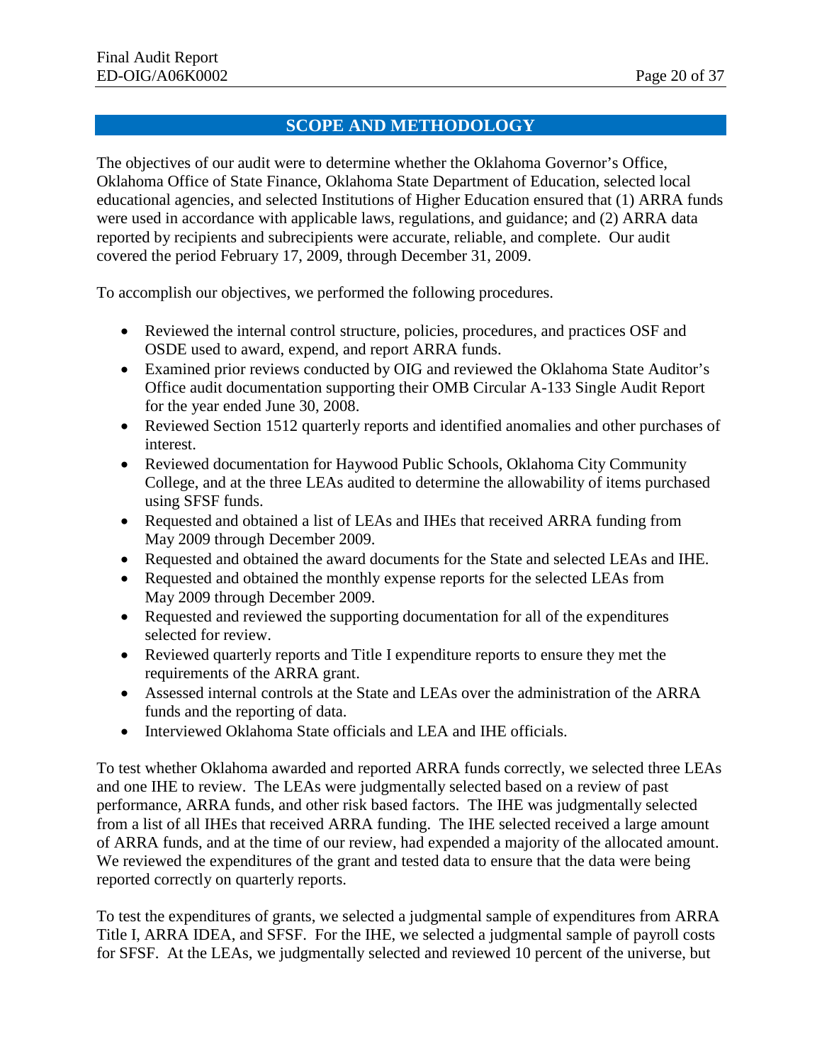## SCOPE AND METHODOLOGY

The objectives of our audit were to determine whether the Oklahoma Governor's Office, Oklahoma Office of State Finance, Oklahoma State Department of Education, selected local educational agencies, and selected Institutions of Higher Education ensured that (1) ARRA funds were used in accordance with applicable laws, regulations, and guidance; and (2) ARRA data reported by recipients and subrecipients were accurate, reliable, and complete. Our audit covered the period February 17, 2009, through December 31, 2009.

To accomplish our objectives, we performed the following procedures.

- Reviewed the internal control structure, policies, procedures, and practices OSF and OSDE used to award, expend, and report ARRA funds.
- Examined prior reviews conducted by OIG and reviewed the Oklahoma State Auditor's Office audit documentation supporting their OMB Circular A-133 Single Audit Report for the year ended June 30, 2008.
- Reviewed Section 1512 quarterly reports and identified anomalies and other purchases of interest.
- Reviewed documentation for Haywood Public Schools, Oklahoma City Community College, and at the three LEAs audited to determine the allowability of items purchased using SFSF funds.
- Requested and obtained a list of LEAs and IHEs that received ARRA funding from May 2009 through December 2009.
- Requested and obtained the award documents for the State and selected LEAs and IHE.
- Requested and obtained the monthly expense reports for the selected LEAs from May 2009 through December 2009.
- Requested and reviewed the supporting documentation for all of the expenditures selected for review.
- Reviewed quarterly reports and Title I expenditure reports to ensure they met the requirements of the ARRA grant.
- Assessed internal controls at the State and LEAs over the administration of the ARRA funds and the reporting of data.
- Interviewed Oklahoma State officials and LEA and IHE officials.

To test whether Oklahoma awarded and reported ARRA funds correctly, we selected three LEAs and one IHE to review. The LEAs were judgmentally selected based on a review of past performance, ARRA funds, and other risk based factors. The IHE was judgmentally selected from a list of all IHEs that received ARRA funding. The IHE selected received a large amount of ARRA funds, and at the time of our review, had expended a majority of the allocated amount. We reviewed the expenditures of the grant and tested data to ensure that the data were being reported correctly on quarterly reports.

To test the expenditures of grants, we selected a judgmental sample of expenditures from ARRA Title I, ARRA IDEA, and SFSF. For the IHE, we selected a judgmental sample of payroll costs for SFSF. At the LEAs, we judgmentally selected and reviewed 10 percent of the universe, but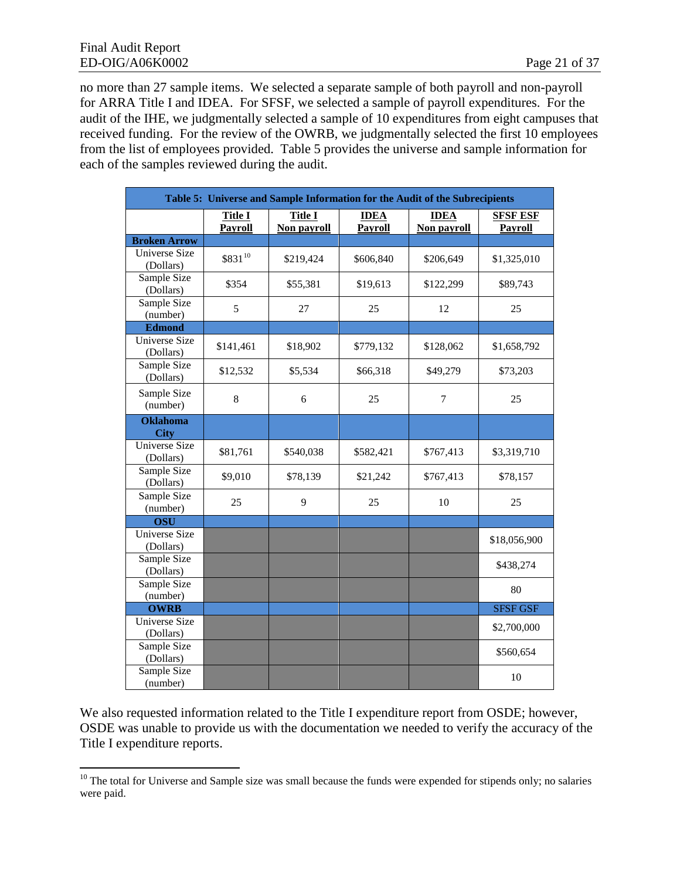no more than 27 sample items. We selected a separate sample of both payroll and non-payroll for ARRA Title I and IDEA. For SFSF, we selected a sample of payroll expenditures. For the audit of the IHE, we judgmentally selected a sample of 10 expenditures from eight campuses that received funding. For the review of the OWRB, we judgmentally selected the first 10 employees from the list of employees provided. Table 5 provides the universe and sample information for each of the samples reviewed during the audit.

**Table 5: Universe and Sample Information for the Audit of the Subrecipients**

| | Title I Payroll | Title I Non payroll | IDEA Payroll | IDEA Non payroll | SFSF ESF Payroll |
|---|---|---|---|---|---|
| **Broken Arrow** | | | | | |
| Universe Size (Dollars) | $831[10] | $219,424 | $606,840 | $206,649 | $1,325,010 |
| Sample Size (Dollars) | $354 | $55,381 | $19,613 | $122,299 | $89,743 |
| Sample Size (number) | 5 | 27 | 25 | 12 | 25 |
| **Edmond** | | | | | |
| Universe Size (Dollars) | $141,461 | $18,902 | $779,132 | $128,062 | $1,658,792 |
| Sample Size (Dollars) | $12,532 | $5,534 | $66,318 | $49,279 | $73,203 |
| Sample Size (number) | 8 | 6 | 25 | 7 | 25 |
| **Oklahoma City** | | | | | |
| Universe Size (Dollars) | $81,761 | $540,038 | $582,421 | $767,413 | $3,319,710 |
| Sample Size (Dollars) | $9,010 | $78,139 | $21,242 | $767,413 | $78,157 |
| Sample Size (number) | 25 | 9 | 25 | 10 | 25 |
| **OSU** | | | | | |
| Universe Size (Dollars) | | | | | $18,056,900 |
| Sample Size (Dollars) | | | | | $438,274 |
| Sample Size (number) | | | | | 80 |
| **OWRB** | | | | | SFSF GSF |
| Universe Size (Dollars) | | | | | $2,700,000 |
| Sample Size (Dollars) | | | | | $560,654 |
| Sample Size (number) | | | | | 10 |

We also requested information related to the Title I expenditure report from OSDE; however, OSDE was unable to provide us with the documentation we needed to verify the accuracy of the Title I expenditure reports.

[10] The total for Universe and Sample size was small because the funds were expended for stipends only; no salaries were paid.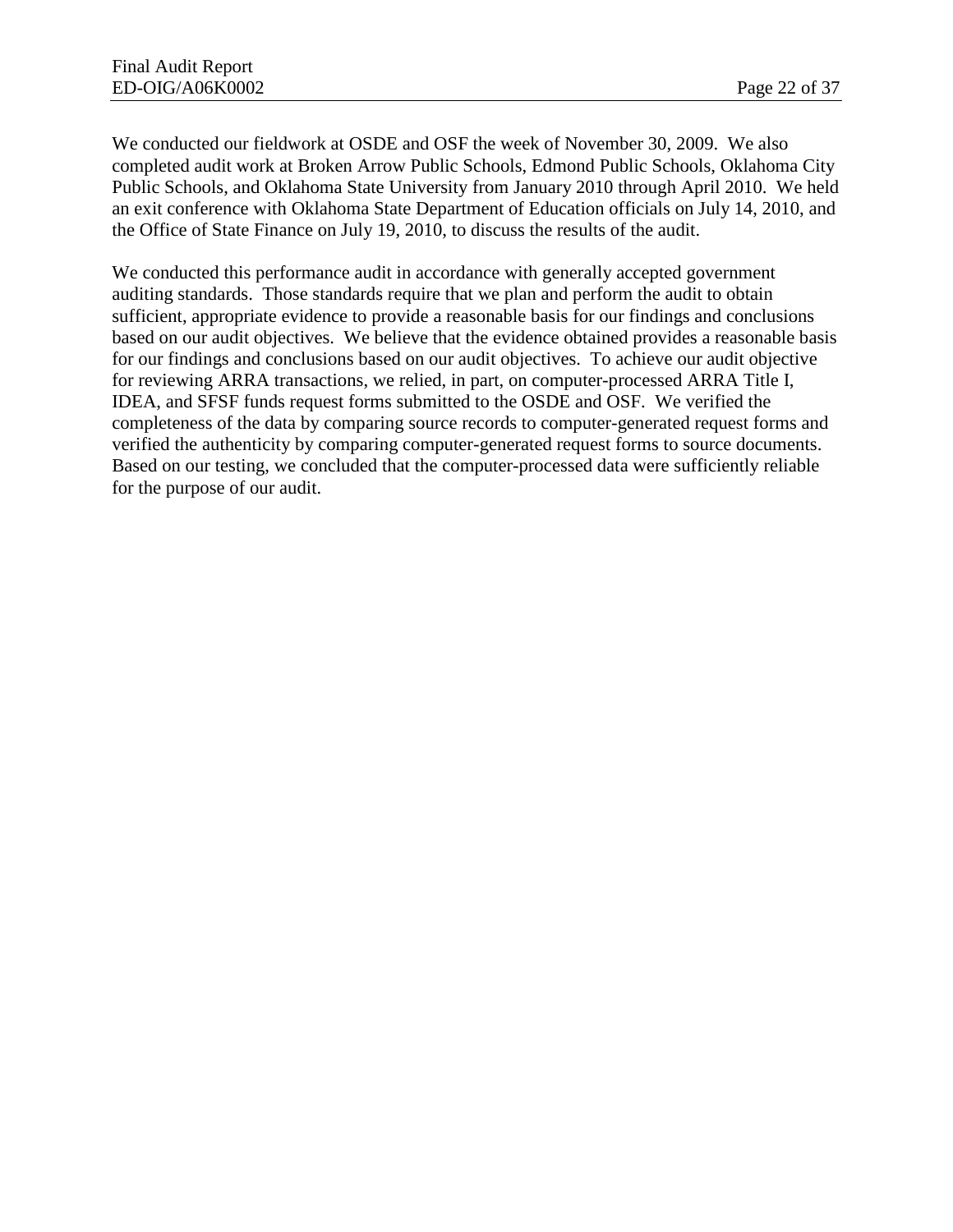We conducted our fieldwork at OSDE and OSF the week of November 30, 2009. We also completed audit work at Broken Arrow Public Schools, Edmond Public Schools, Oklahoma City Public Schools, and Oklahoma State University from January 2010 through April 2010. We held an exit conference with Oklahoma State Department of Education officials on July 14, 2010, and the Office of State Finance on July 19, 2010, to discuss the results of the audit.

We conducted this performance audit in accordance with generally accepted government auditing standards. Those standards require that we plan and perform the audit to obtain sufficient, appropriate evidence to provide a reasonable basis for our findings and conclusions based on our audit objectives. We believe that the evidence obtained provides a reasonable basis for our findings and conclusions based on our audit objectives. To achieve our audit objective for reviewing ARRA transactions, we relied, in part, on computer-processed ARRA Title I, IDEA, and SFSF funds request forms submitted to the OSDE and OSF. We verified the completeness of the data by comparing source records to computer-generated request forms and verified the authenticity by comparing computer-generated request forms to source documents. Based on our testing, we concluded that the computer-processed data were sufficiently reliable for the purpose of our audit.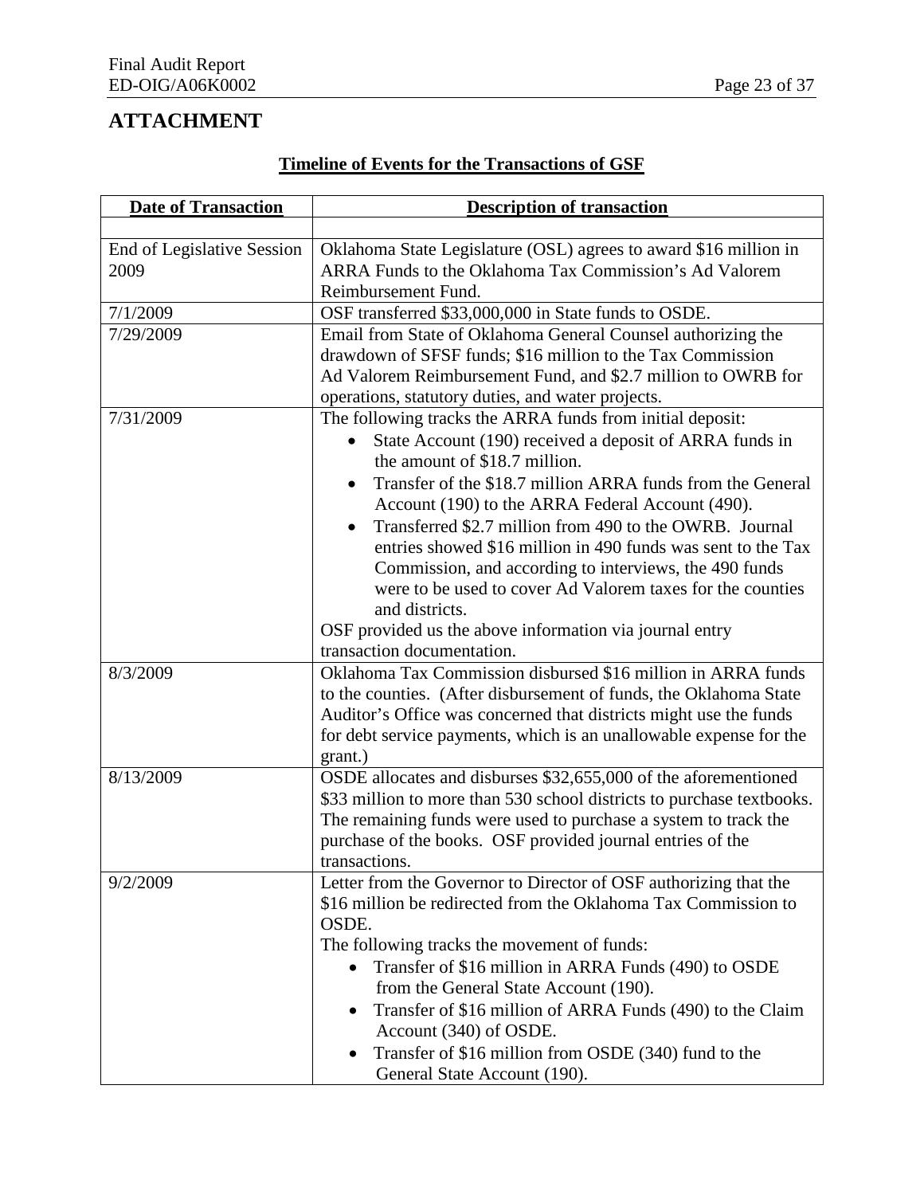# ATTACHMENT

## Timeline of Events for the Transactions of GSF

| Date of Transaction | Description of transaction |
|---|---|
| | |
| End of Legislative Session 2009 | Oklahoma State Legislature (OSL) agrees to award $16 million in ARRA Funds to the Oklahoma Tax Commission's Ad Valorem Reimbursement Fund. |
| 7/1/2009 | OSF transferred $33,000,000 in State funds to OSDE. |
| 7/29/2009 | Email from State of Oklahoma General Counsel authorizing the drawdown of SFSF funds; $16 million to the Tax Commission Ad Valorem Reimbursement Fund, and $2.7 million to OWRB for operations, statutory duties, and water projects. |
| 7/31/2009 | The following tracks the ARRA funds from initial deposit:<br>• State Account (190) received a deposit of ARRA funds in the amount of $18.7 million.<br>• Transfer of the $18.7 million ARRA funds from the General Account (190) to the ARRA Federal Account (490).<br>• Transferred $2.7 million from 490 to the OWRB. Journal entries showed $16 million in 490 funds was sent to the Tax Commission, and according to interviews, the 490 funds were to be used to cover Ad Valorem taxes for the counties and districts.<br>OSF provided us the above information via journal entry transaction documentation. |
| 8/3/2009 | Oklahoma Tax Commission disbursed $16 million in ARRA funds to the counties. (After disbursement of funds, the Oklahoma State Auditor's Office was concerned that districts might use the funds for debt service payments, which is an unallowable expense for the grant.) |
| 8/13/2009 | OSDE allocates and disburses $32,655,000 of the aforementioned $33 million to more than 530 school districts to purchase textbooks. The remaining funds were used to purchase a system to track the purchase of the books. OSF provided journal entries of the transactions. |
| 9/2/2009 | Letter from the Governor to Director of OSF authorizing that the $16 million be redirected from the Oklahoma Tax Commission to OSDE.<br>The following tracks the movement of funds:<br>• Transfer of $16 million in ARRA Funds (490) to OSDE from the General State Account (190).<br>• Transfer of $16 million of ARRA Funds (490) to the Claim Account (340) of OSDE.<br>• Transfer of $16 million from OSDE (340) fund to the General State Account (190). |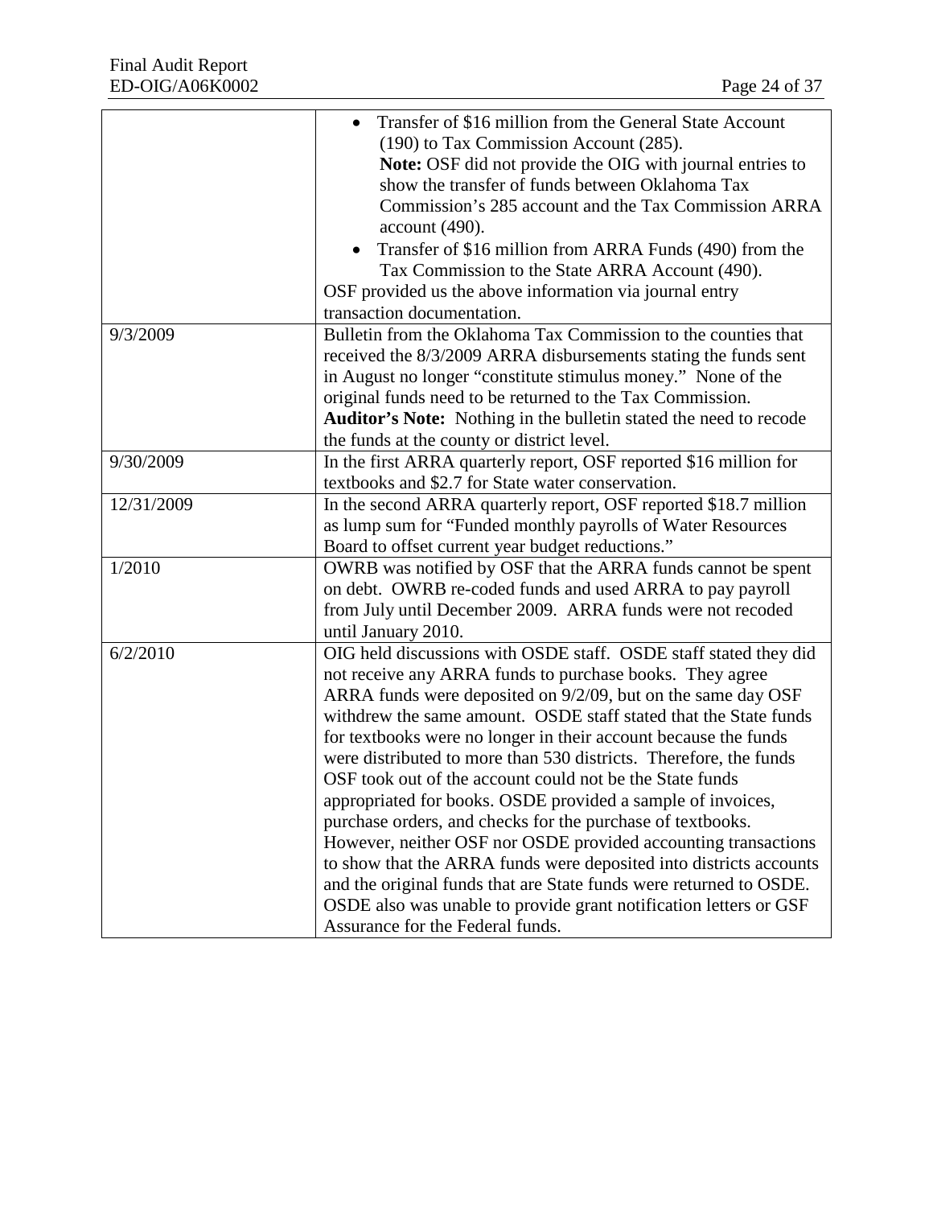| | |
|---|---|
| | • Transfer of $16 million from the General State Account (190) to Tax Commission Account (285). **Note:** OSF did not provide the OIG with journal entries to show the transfer of funds between Oklahoma Tax Commission's 285 account and the Tax Commission ARRA account (490).<br>• Transfer of $16 million from ARRA Funds (490) from the Tax Commission to the State ARRA Account (490).<br>OSF provided us the above information via journal entry transaction documentation. |
| 9/3/2009 | Bulletin from the Oklahoma Tax Commission to the counties that received the 8/3/2009 ARRA disbursements stating the funds sent in August no longer "constitute stimulus money." None of the original funds need to be returned to the Tax Commission. **Auditor's Note:** Nothing in the bulletin stated the need to recode the funds at the county or district level. |
| 9/30/2009 | In the first ARRA quarterly report, OSF reported $16 million for textbooks and $2.7 for State water conservation. |
| 12/31/2009 | In the second ARRA quarterly report, OSF reported $18.7 million as lump sum for "Funded monthly payrolls of Water Resources Board to offset current year budget reductions." |
| 1/2010 | OWRB was notified by OSF that the ARRA funds cannot be spent on debt. OWRB re-coded funds and used ARRA to pay payroll from July until December 2009. ARRA funds were not recoded until January 2010. |
| 6/2/2010 | OIG held discussions with OSDE staff. OSDE staff stated they did not receive any ARRA funds to purchase books. They agree ARRA funds were deposited on 9/2/09, but on the same day OSF withdrew the same amount. OSDE staff stated that the State funds for textbooks were no longer in their account because the funds were distributed to more than 530 districts. Therefore, the funds OSF took out of the account could not be the State funds appropriated for books. OSDE provided a sample of invoices, purchase orders, and checks for the purchase of textbooks. However, neither OSF nor OSDE provided accounting transactions to show that the ARRA funds were deposited into districts accounts and the original funds that are State funds were returned to OSDE. OSDE also was unable to provide grant notification letters or GSF Assurance for the Federal funds. |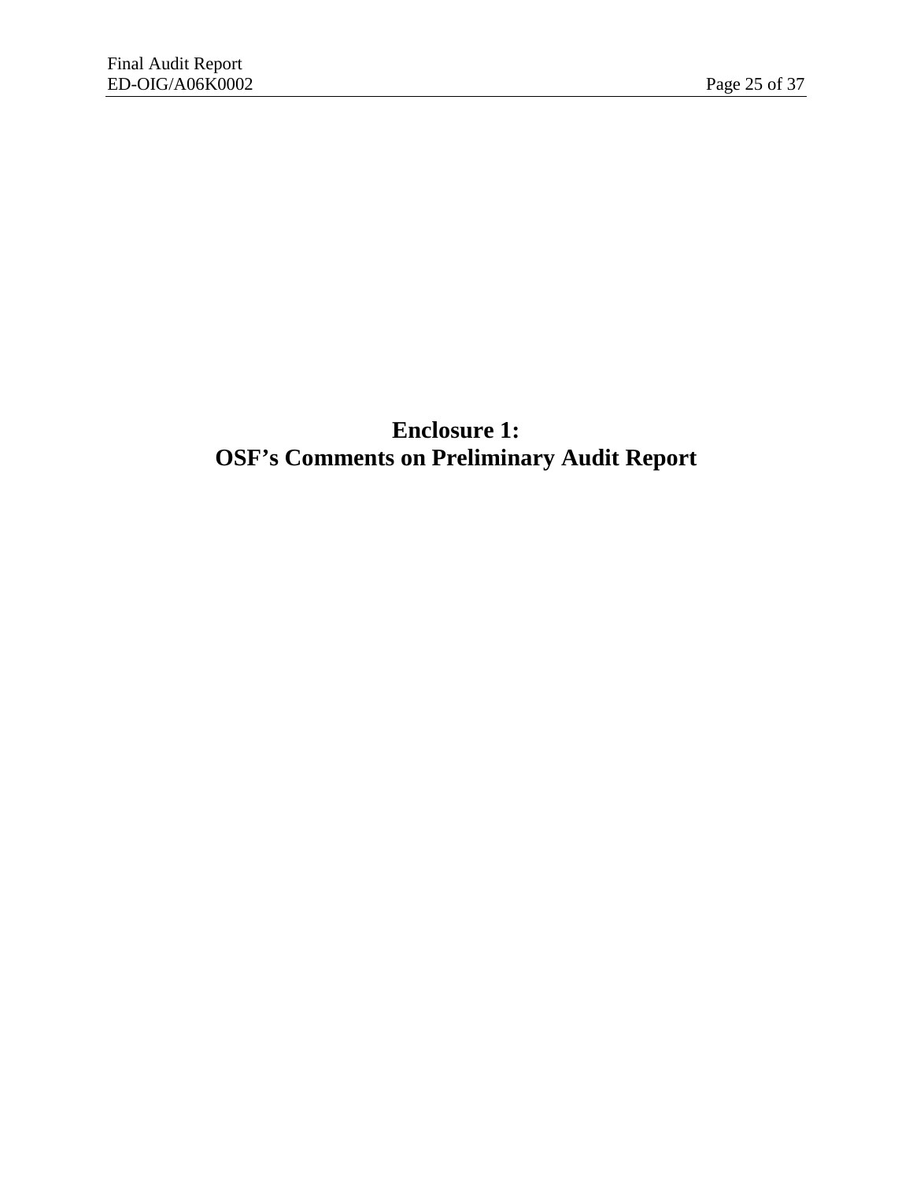# Enclosure 1:
# OSF's Comments on Preliminary Audit Report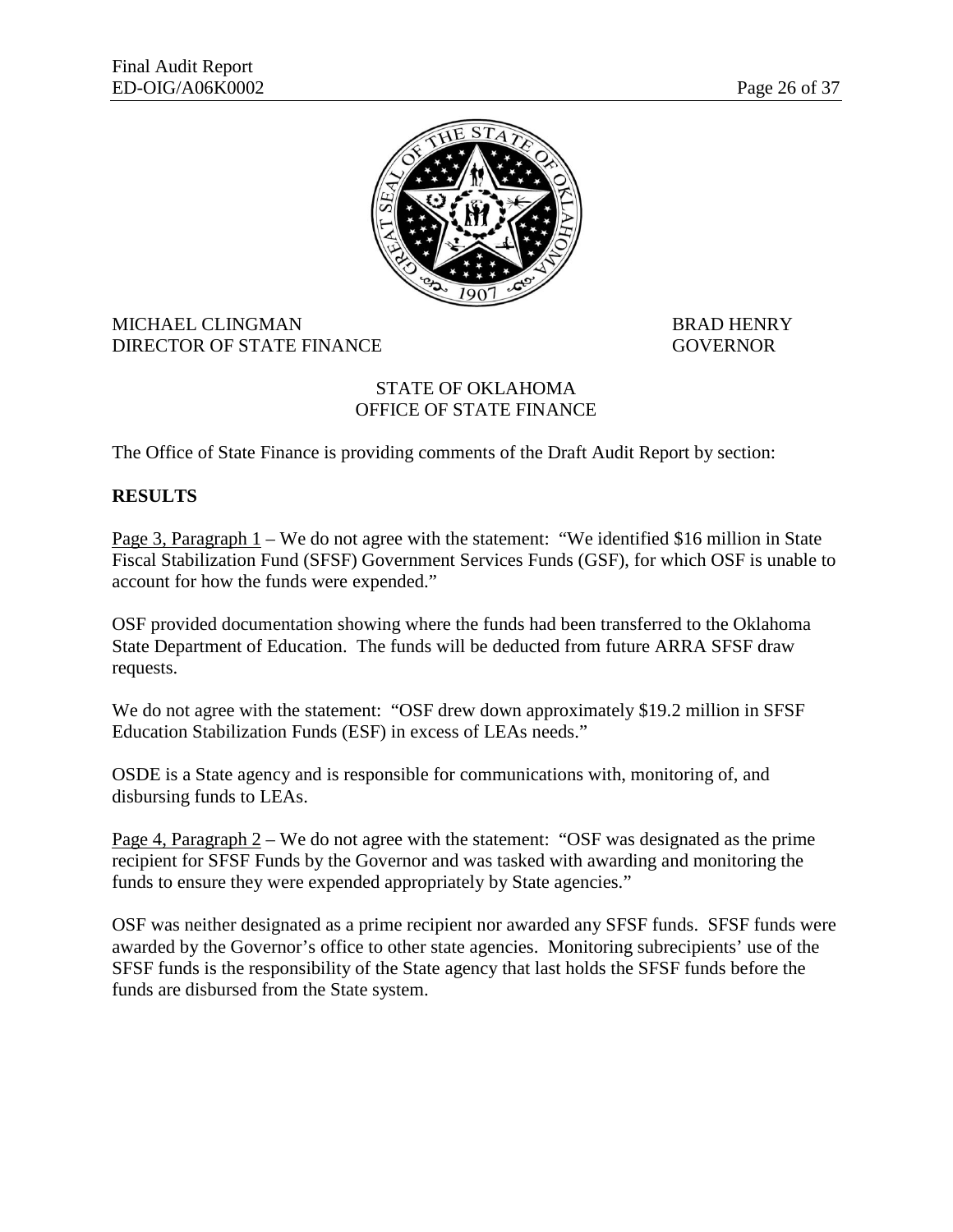MICHAEL CLINGMAN
DIRECTOR OF STATE FINANCE

BRAD HENRY
GOVERNOR

STATE OF OKLAHOMA
OFFICE OF STATE FINANCE

The Office of State Finance is providing comments of the Draft Audit Report by section:

**RESULTS**

Page 3, Paragraph 1 – We do not agree with the statement: "We identified $16 million in State Fiscal Stabilization Fund (SFSF) Government Services Funds (GSF), for which OSF is unable to account for how the funds were expended."

OSF provided documentation showing where the funds had been transferred to the Oklahoma State Department of Education. The funds will be deducted from future ARRA SFSF draw requests.

We do not agree with the statement: "OSF drew down approximately $19.2 million in SFSF Education Stabilization Funds (ESF) in excess of LEAs needs."

OSDE is a State agency and is responsible for communications with, monitoring of, and disbursing funds to LEAs.

Page 4, Paragraph 2 – We do not agree with the statement: "OSF was designated as the prime recipient for SFSF Funds by the Governor and was tasked with awarding and monitoring the funds to ensure they were expended appropriately by State agencies."

OSF was neither designated as a prime recipient nor awarded any SFSF funds. SFSF funds were awarded by the Governor's office to other state agencies. Monitoring subrecipients' use of the SFSF funds is the responsibility of the State agency that last holds the SFSF funds before the funds are disbursed from the State system.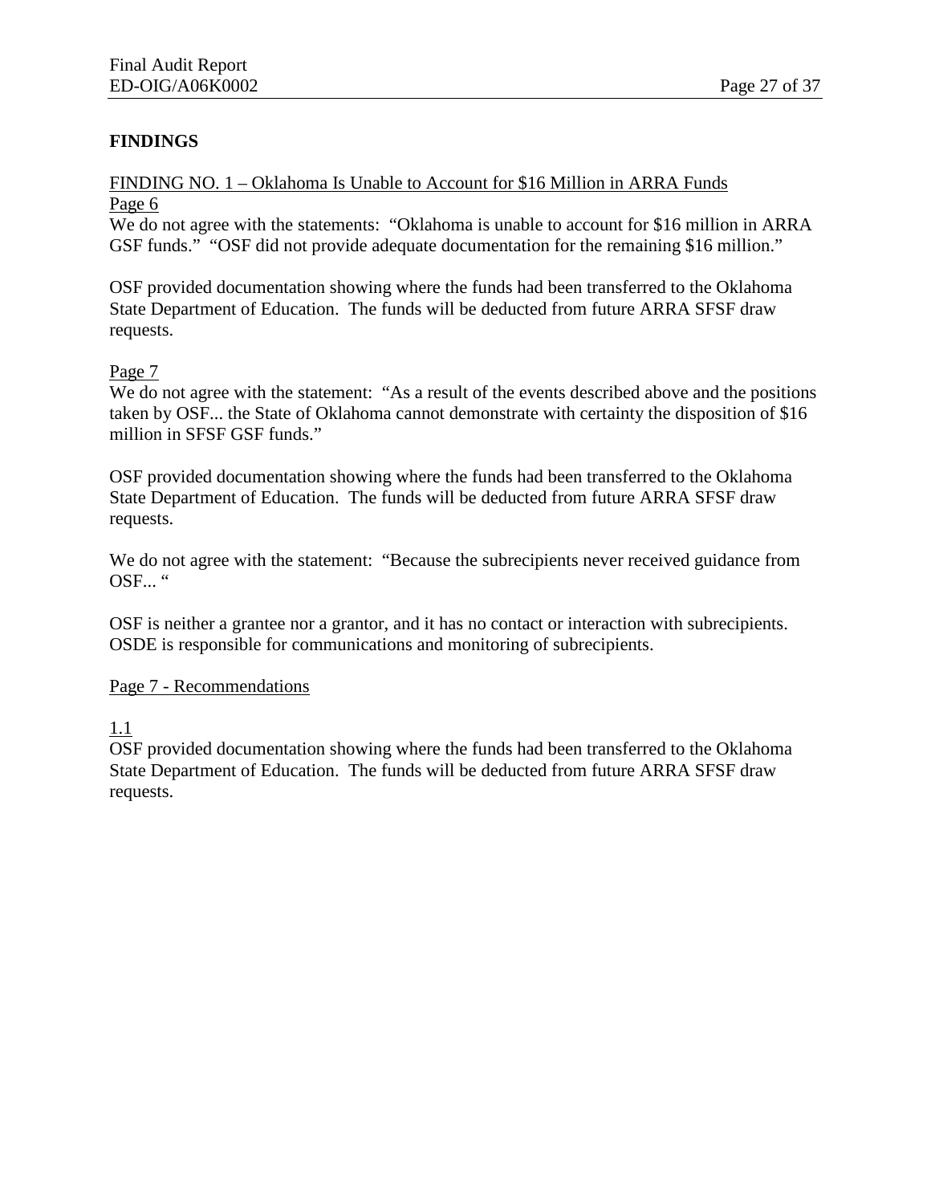**FINDINGS**

FINDING NO. 1 – Oklahoma Is Unable to Account for $16 Million in ARRA Funds
Page 6
We do not agree with the statements: "Oklahoma is unable to account for $16 million in ARRA GSF funds." "OSF did not provide adequate documentation for the remaining $16 million."

OSF provided documentation showing where the funds had been transferred to the Oklahoma State Department of Education. The funds will be deducted from future ARRA SFSF draw requests.

Page 7
We do not agree with the statement: "As a result of the events described above and the positions taken by OSF... the State of Oklahoma cannot demonstrate with certainty the disposition of $16 million in SFSF GSF funds."

OSF provided documentation showing where the funds had been transferred to the Oklahoma State Department of Education. The funds will be deducted from future ARRA SFSF draw requests.

We do not agree with the statement: "Because the subrecipients never received guidance from OSF... "

OSF is neither a grantee nor a grantor, and it has no contact or interaction with subrecipients. OSDE is responsible for communications and monitoring of subrecipients.

Page 7 - Recommendations

1.1
OSF provided documentation showing where the funds had been transferred to the Oklahoma State Department of Education. The funds will be deducted from future ARRA SFSF draw requests.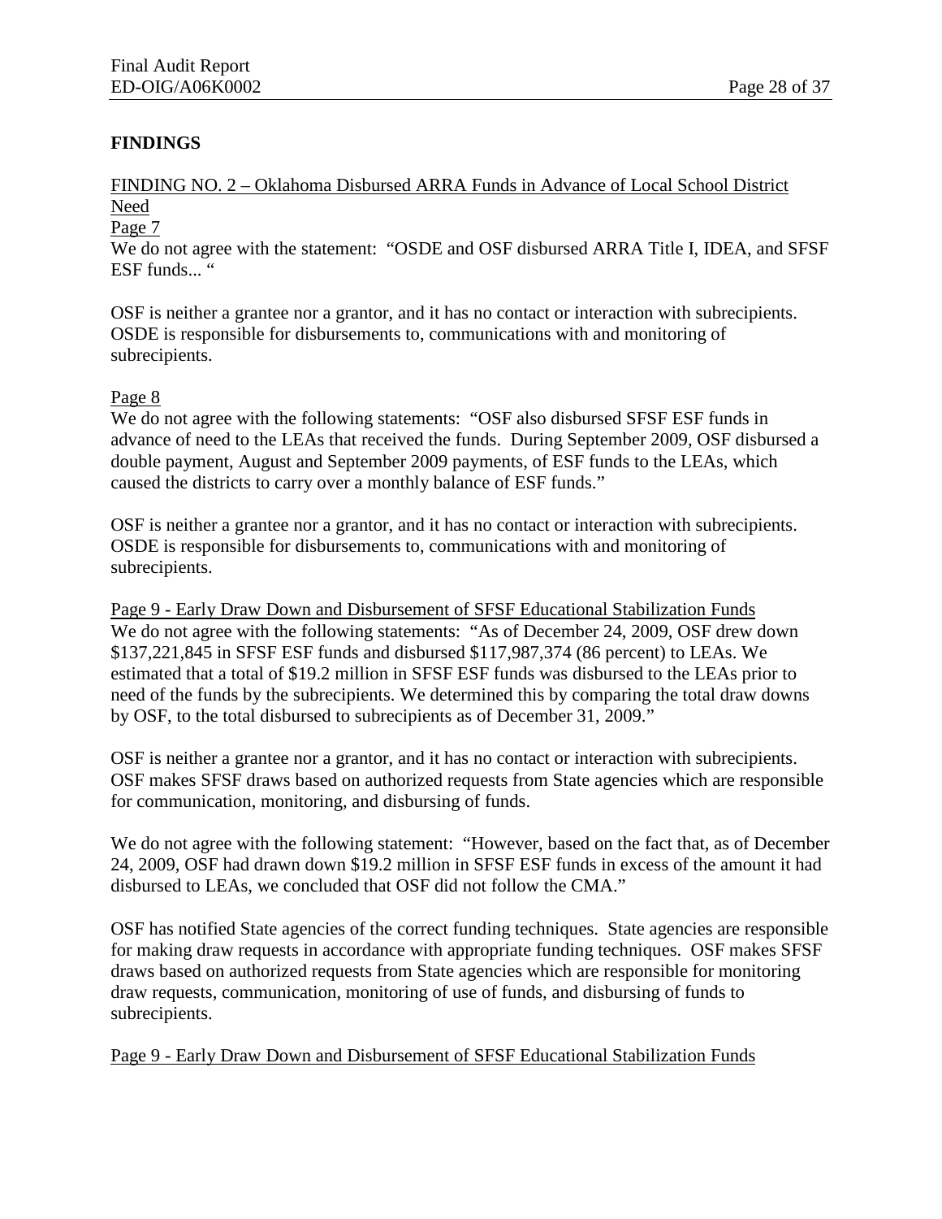## FINDINGS

FINDING NO. 2 – Oklahoma Disbursed ARRA Funds in Advance of Local School District Need

Page 7

We do not agree with the statement: "OSDE and OSF disbursed ARRA Title I, IDEA, and SFSF ESF funds... "

OSF is neither a grantee nor a grantor, and it has no contact or interaction with subrecipients. OSDE is responsible for disbursements to, communications with and monitoring of subrecipients.

Page 8

We do not agree with the following statements: "OSF also disbursed SFSF ESF funds in advance of need to the LEAs that received the funds. During September 2009, OSF disbursed a double payment, August and September 2009 payments, of ESF funds to the LEAs, which caused the districts to carry over a monthly balance of ESF funds."

OSF is neither a grantee nor a grantor, and it has no contact or interaction with subrecipients. OSDE is responsible for disbursements to, communications with and monitoring of subrecipients.

Page 9 - Early Draw Down and Disbursement of SFSF Educational Stabilization Funds

We do not agree with the following statements: "As of December 24, 2009, OSF drew down $137,221,845 in SFSF ESF funds and disbursed $117,987,374 (86 percent) to LEAs. We estimated that a total of $19.2 million in SFSF ESF funds was disbursed to the LEAs prior to need of the funds by the subrecipients. We determined this by comparing the total draw downs by OSF, to the total disbursed to subrecipients as of December 31, 2009."

OSF is neither a grantee nor a grantor, and it has no contact or interaction with subrecipients. OSF makes SFSF draws based on authorized requests from State agencies which are responsible for communication, monitoring, and disbursing of funds.

We do not agree with the following statement: "However, based on the fact that, as of December 24, 2009, OSF had drawn down $19.2 million in SFSF ESF funds in excess of the amount it had disbursed to LEAs, we concluded that OSF did not follow the CMA."

OSF has notified State agencies of the correct funding techniques. State agencies are responsible for making draw requests in accordance with appropriate funding techniques. OSF makes SFSF draws based on authorized requests from State agencies which are responsible for monitoring draw requests, communication, monitoring of use of funds, and disbursing of funds to subrecipients.

Page 9 - Early Draw Down and Disbursement of SFSF Educational Stabilization Funds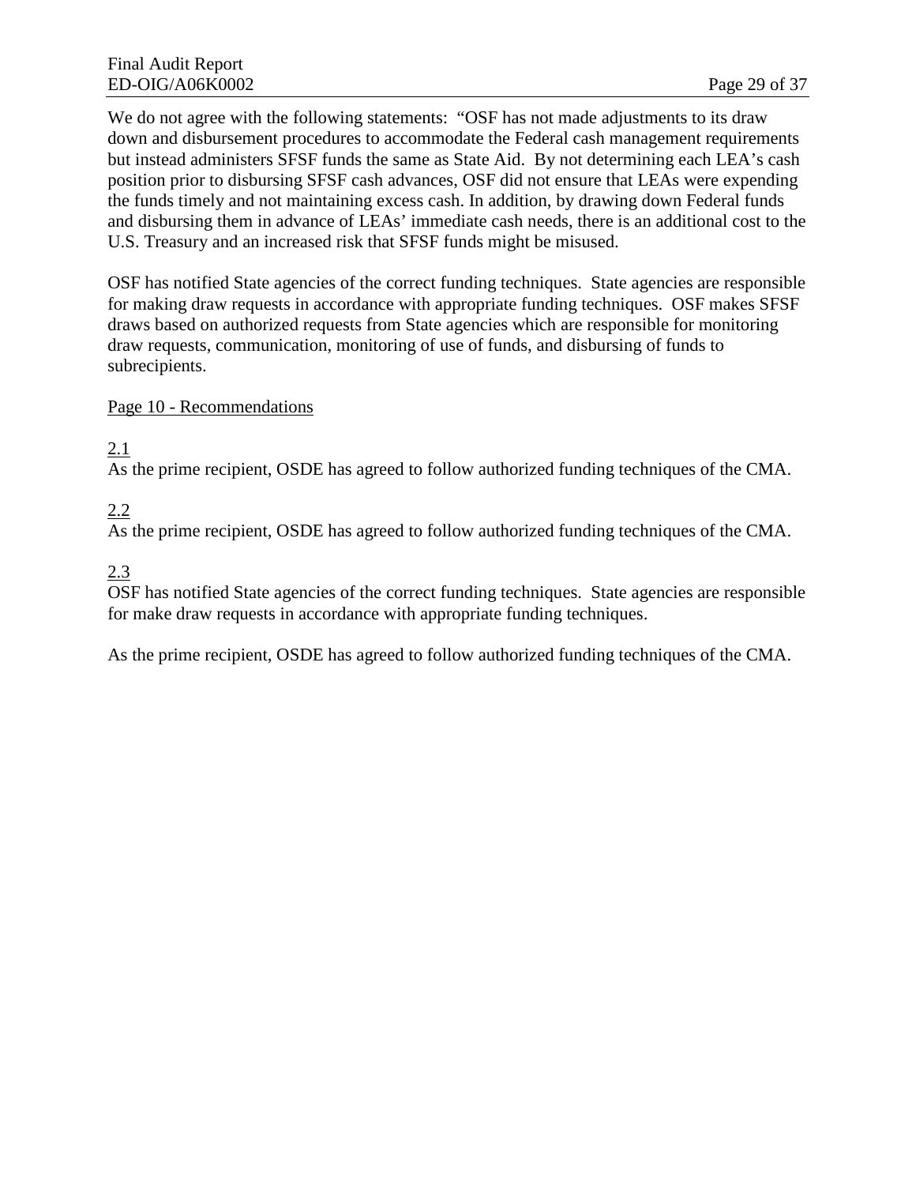We do not agree with the following statements: "OSF has not made adjustments to its draw down and disbursement procedures to accommodate the Federal cash management requirements but instead administers SFSF funds the same as State Aid. By not determining each LEA's cash position prior to disbursing SFSF cash advances, OSF did not ensure that LEAs were expending the funds timely and not maintaining excess cash. In addition, by drawing down Federal funds and disbursing them in advance of LEAs' immediate cash needs, there is an additional cost to the U.S. Treasury and an increased risk that SFSF funds might be misused.

OSF has notified State agencies of the correct funding techniques. State agencies are responsible for making draw requests in accordance with appropriate funding techniques. OSF makes SFSF draws based on authorized requests from State agencies which are responsible for monitoring draw requests, communication, monitoring of use of funds, and disbursing of funds to subrecipients.

<u>Page 10 - Recommendations</u>

<u>2.1</u>
As the prime recipient, OSDE has agreed to follow authorized funding techniques of the CMA.

<u>2.2</u>
As the prime recipient, OSDE has agreed to follow authorized funding techniques of the CMA.

<u>2.3</u>
OSF has notified State agencies of the correct funding techniques. State agencies are responsible for make draw requests in accordance with appropriate funding techniques.

As the prime recipient, OSDE has agreed to follow authorized funding techniques of the CMA.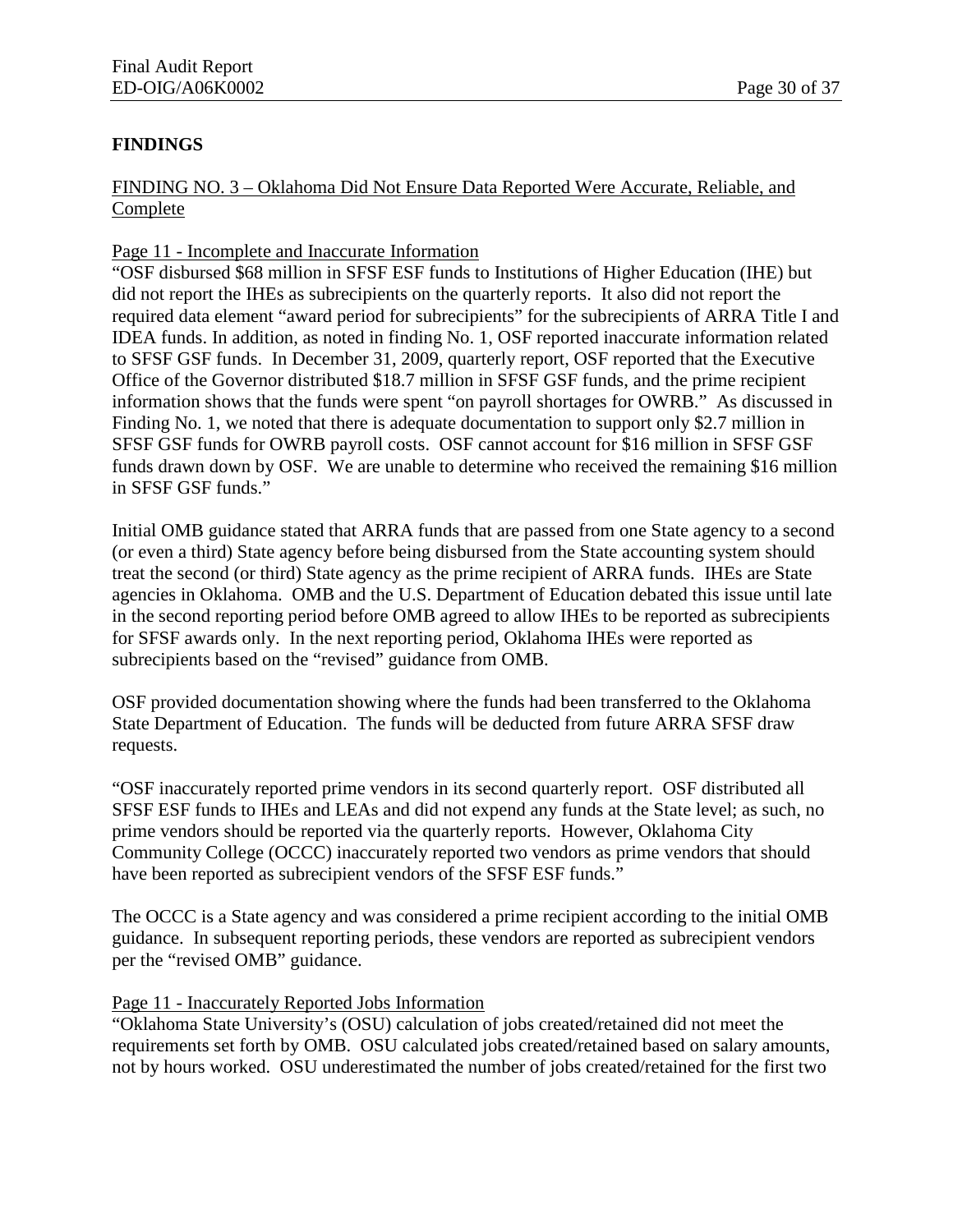## FINDINGS

FINDING NO. 3 – Oklahoma Did Not Ensure Data Reported Were Accurate, Reliable, and Complete

Page 11 - Incomplete and Inaccurate Information

"OSF disbursed $68 million in SFSF ESF funds to Institutions of Higher Education (IHE) but did not report the IHEs as subrecipients on the quarterly reports. It also did not report the required data element "award period for subrecipients" for the subrecipients of ARRA Title I and IDEA funds. In addition, as noted in finding No. 1, OSF reported inaccurate information related to SFSF GSF funds. In December 31, 2009, quarterly report, OSF reported that the Executive Office of the Governor distributed $18.7 million in SFSF GSF funds, and the prime recipient information shows that the funds were spent "on payroll shortages for OWRB." As discussed in Finding No. 1, we noted that there is adequate documentation to support only $2.7 million in SFSF GSF funds for OWRB payroll costs. OSF cannot account for $16 million in SFSF GSF funds drawn down by OSF. We are unable to determine who received the remaining $16 million in SFSF GSF funds."

Initial OMB guidance stated that ARRA funds that are passed from one State agency to a second (or even a third) State agency before being disbursed from the State accounting system should treat the second (or third) State agency as the prime recipient of ARRA funds. IHEs are State agencies in Oklahoma. OMB and the U.S. Department of Education debated this issue until late in the second reporting period before OMB agreed to allow IHEs to be reported as subrecipients for SFSF awards only. In the next reporting period, Oklahoma IHEs were reported as subrecipients based on the "revised" guidance from OMB.

OSF provided documentation showing where the funds had been transferred to the Oklahoma State Department of Education. The funds will be deducted from future ARRA SFSF draw requests.

"OSF inaccurately reported prime vendors in its second quarterly report. OSF distributed all SFSF ESF funds to IHEs and LEAs and did not expend any funds at the State level; as such, no prime vendors should be reported via the quarterly reports. However, Oklahoma City Community College (OCCC) inaccurately reported two vendors as prime vendors that should have been reported as subrecipient vendors of the SFSF ESF funds."

The OCCC is a State agency and was considered a prime recipient according to the initial OMB guidance. In subsequent reporting periods, these vendors are reported as subrecipient vendors per the "revised OMB" guidance.

Page 11 - Inaccurately Reported Jobs Information

"Oklahoma State University's (OSU) calculation of jobs created/retained did not meet the requirements set forth by OMB. OSU calculated jobs created/retained based on salary amounts, not by hours worked. OSU underestimated the number of jobs created/retained for the first two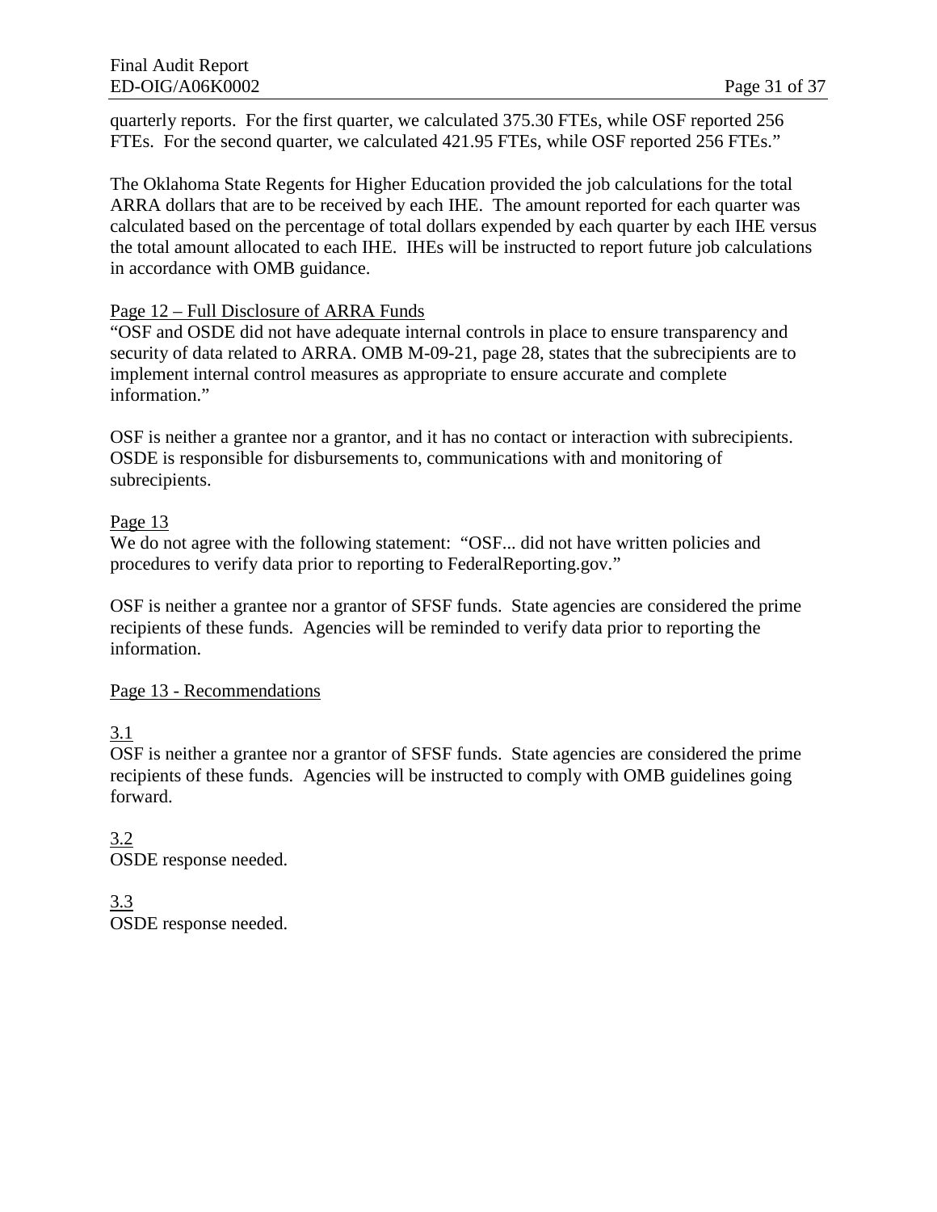quarterly reports. For the first quarter, we calculated 375.30 FTEs, while OSF reported 256 FTEs. For the second quarter, we calculated 421.95 FTEs, while OSF reported 256 FTEs."

The Oklahoma State Regents for Higher Education provided the job calculations for the total ARRA dollars that are to be received by each IHE. The amount reported for each quarter was calculated based on the percentage of total dollars expended by each quarter by each IHE versus the total amount allocated to each IHE. IHEs will be instructed to report future job calculations in accordance with OMB guidance.

<u>Page 12 – Full Disclosure of ARRA Funds</u>

"OSF and OSDE did not have adequate internal controls in place to ensure transparency and security of data related to ARRA. OMB M-09-21, page 28, states that the subrecipients are to implement internal control measures as appropriate to ensure accurate and complete information."

OSF is neither a grantee nor a grantor, and it has no contact or interaction with subrecipients. OSDE is responsible for disbursements to, communications with and monitoring of subrecipients.

<u>Page 13</u>

We do not agree with the following statement: "OSF... did not have written policies and procedures to verify data prior to reporting to FederalReporting.gov."

OSF is neither a grantee nor a grantor of SFSF funds. State agencies are considered the prime recipients of these funds. Agencies will be reminded to verify data prior to reporting the information.

<u>Page 13 - Recommendations</u>

<u>3.1</u>

OSF is neither a grantee nor a grantor of SFSF funds. State agencies are considered the prime recipients of these funds. Agencies will be instructed to comply with OMB guidelines going forward.

<u>3.2</u>

OSDE response needed.

<u>3.3</u>

OSDE response needed.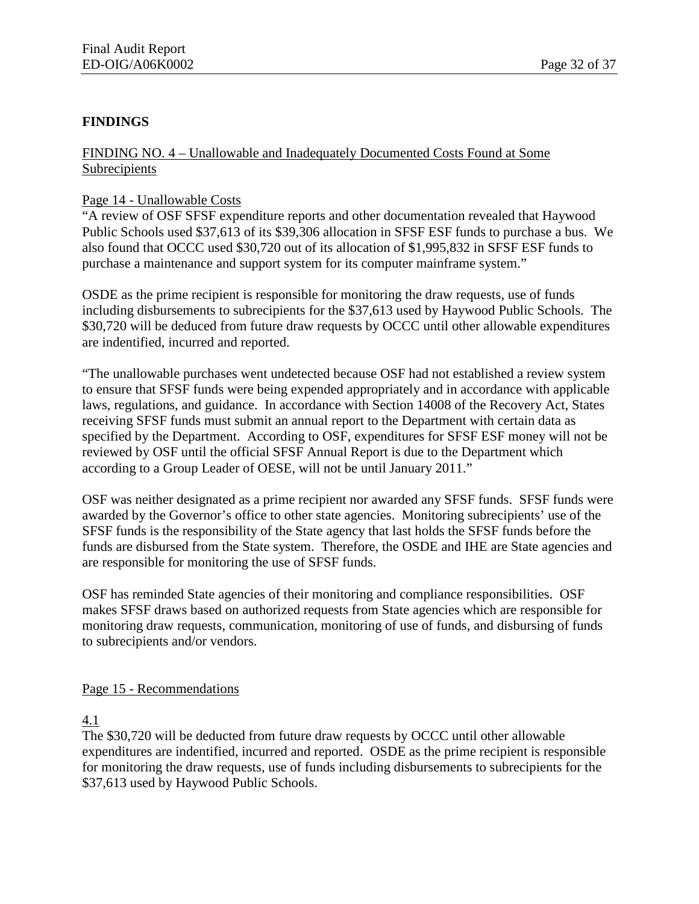## FINDINGS

FINDING NO. 4 – Unallowable and Inadequately Documented Costs Found at Some Subrecipients

Page 14 - Unallowable Costs

"A review of OSF SFSF expenditure reports and other documentation revealed that Haywood Public Schools used $37,613 of its $39,306 allocation in SFSF ESF funds to purchase a bus. We also found that OCCC used $30,720 out of its allocation of $1,995,832 in SFSF ESF funds to purchase a maintenance and support system for its computer mainframe system."

OSDE as the prime recipient is responsible for monitoring the draw requests, use of funds including disbursements to subrecipients for the $37,613 used by Haywood Public Schools. The $30,720 will be deduced from future draw requests by OCCC until other allowable expenditures are indentified, incurred and reported.

"The unallowable purchases went undetected because OSF had not established a review system to ensure that SFSF funds were being expended appropriately and in accordance with applicable laws, regulations, and guidance. In accordance with Section 14008 of the Recovery Act, States receiving SFSF funds must submit an annual report to the Department with certain data as specified by the Department. According to OSF, expenditures for SFSF ESF money will not be reviewed by OSF until the official SFSF Annual Report is due to the Department which according to a Group Leader of OESE, will not be until January 2011."

OSF was neither designated as a prime recipient nor awarded any SFSF funds. SFSF funds were awarded by the Governor's office to other state agencies. Monitoring subrecipients' use of the SFSF funds is the responsibility of the State agency that last holds the SFSF funds before the funds are disbursed from the State system. Therefore, the OSDE and IHE are State agencies and are responsible for monitoring the use of SFSF funds.

OSF has reminded State agencies of their monitoring and compliance responsibilities. OSF makes SFSF draws based on authorized requests from State agencies which are responsible for monitoring draw requests, communication, monitoring of use of funds, and disbursing of funds to subrecipients and/or vendors.

Page 15 - Recommendations

4.1

The $30,720 will be deducted from future draw requests by OCCC until other allowable expenditures are indentified, incurred and reported. OSDE as the prime recipient is responsible for monitoring the draw requests, use of funds including disbursements to subrecipients for the $37,613 used by Haywood Public Schools.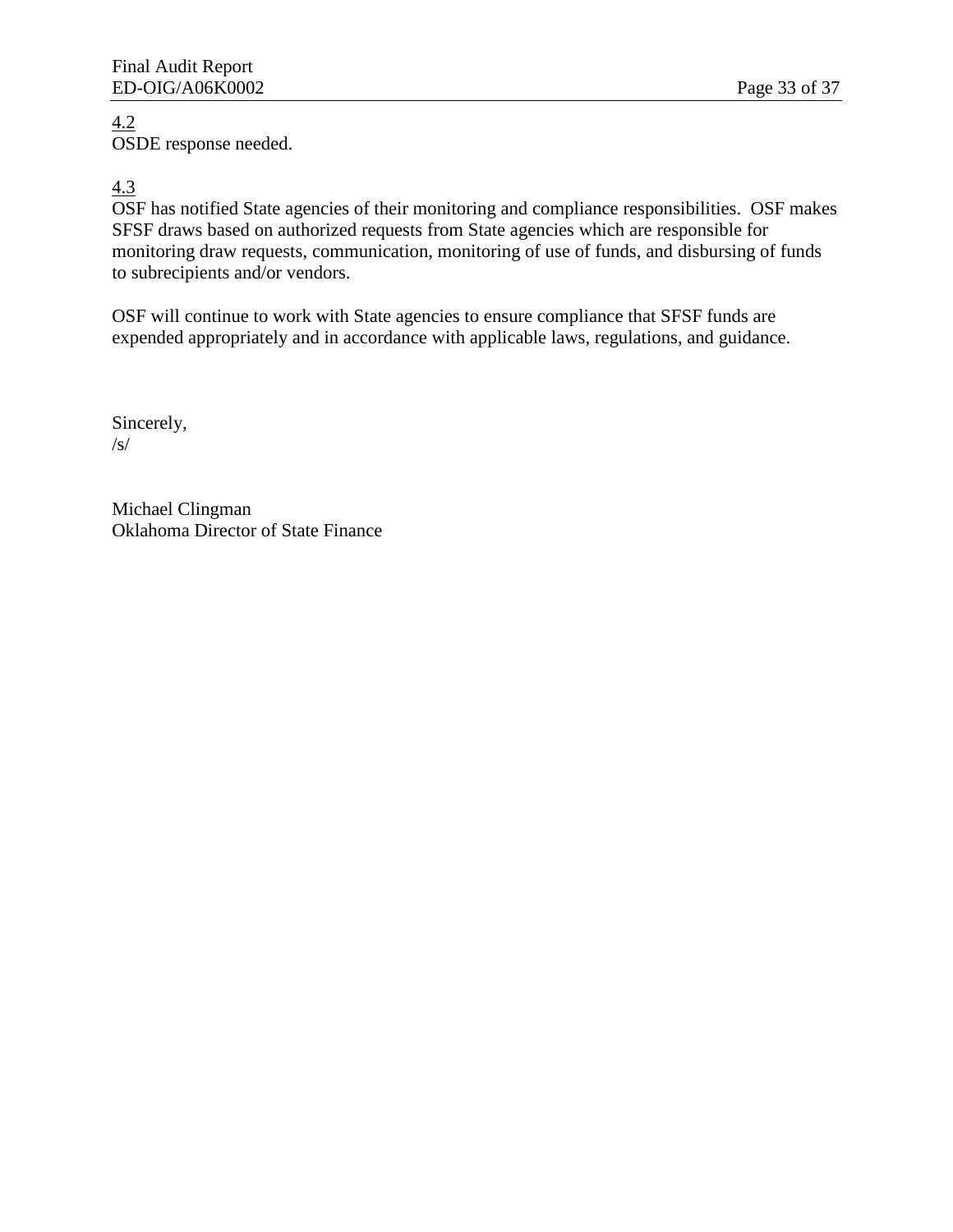4.2
OSDE response needed.

4.3
OSF has notified State agencies of their monitoring and compliance responsibilities. OSF makes SFSF draws based on authorized requests from State agencies which are responsible for monitoring draw requests, communication, monitoring of use of funds, and disbursing of funds to subrecipients and/or vendors.

OSF will continue to work with State agencies to ensure compliance that SFSF funds are expended appropriately and in accordance with applicable laws, regulations, and guidance.

Sincerely,
/s/

Michael Clingman
Oklahoma Director of State Finance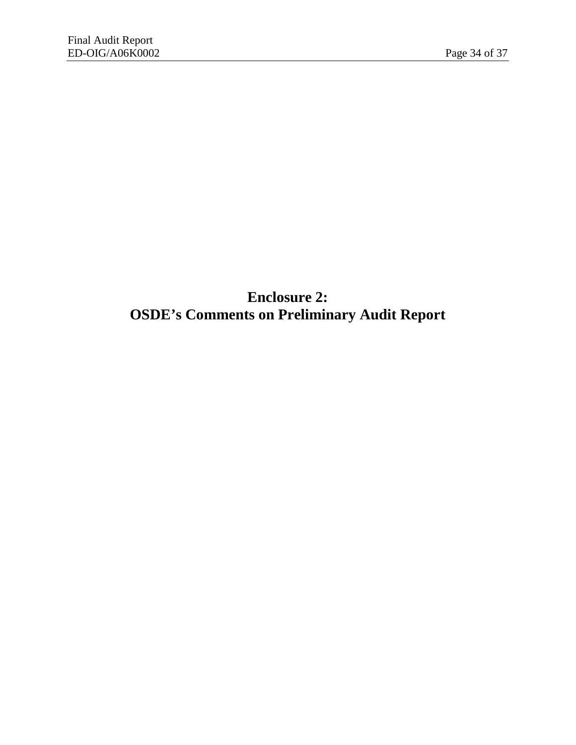# Enclosure 2:
# OSDE's Comments on Preliminary Audit Report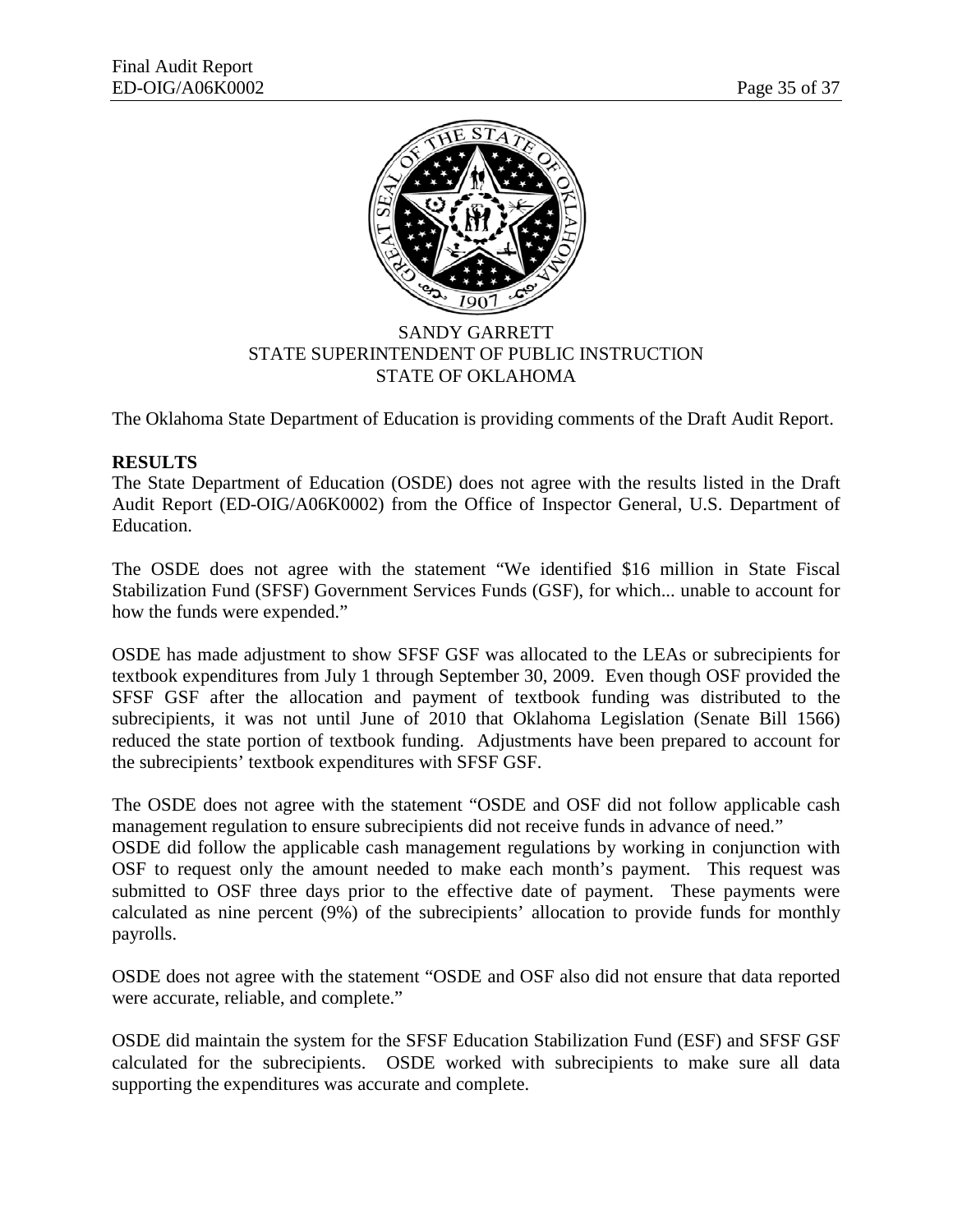SANDY GARRETT
STATE SUPERINTENDENT OF PUBLIC INSTRUCTION
STATE OF OKLAHOMA

The Oklahoma State Department of Education is providing comments of the Draft Audit Report.

**RESULTS**

The State Department of Education (OSDE) does not agree with the results listed in the Draft Audit Report (ED-OIG/A06K0002) from the Office of Inspector General, U.S. Department of Education.

The OSDE does not agree with the statement "We identified $16 million in State Fiscal Stabilization Fund (SFSF) Government Services Funds (GSF), for which... unable to account for how the funds were expended."

OSDE has made adjustment to show SFSF GSF was allocated to the LEAs or subrecipients for textbook expenditures from July 1 through September 30, 2009. Even though OSF provided the SFSF GSF after the allocation and payment of textbook funding was distributed to the subrecipients, it was not until June of 2010 that Oklahoma Legislation (Senate Bill 1566) reduced the state portion of textbook funding. Adjustments have been prepared to account for the subrecipients' textbook expenditures with SFSF GSF.

The OSDE does not agree with the statement "OSDE and OSF did not follow applicable cash management regulation to ensure subrecipients did not receive funds in advance of need."

OSDE did follow the applicable cash management regulations by working in conjunction with OSF to request only the amount needed to make each month's payment. This request was submitted to OSF three days prior to the effective date of payment. These payments were calculated as nine percent (9%) of the subrecipients' allocation to provide funds for monthly payrolls.

OSDE does not agree with the statement "OSDE and OSF also did not ensure that data reported were accurate, reliable, and complete."

OSDE did maintain the system for the SFSF Education Stabilization Fund (ESF) and SFSF GSF calculated for the subrecipients. OSDE worked with subrecipients to make sure all data supporting the expenditures was accurate and complete.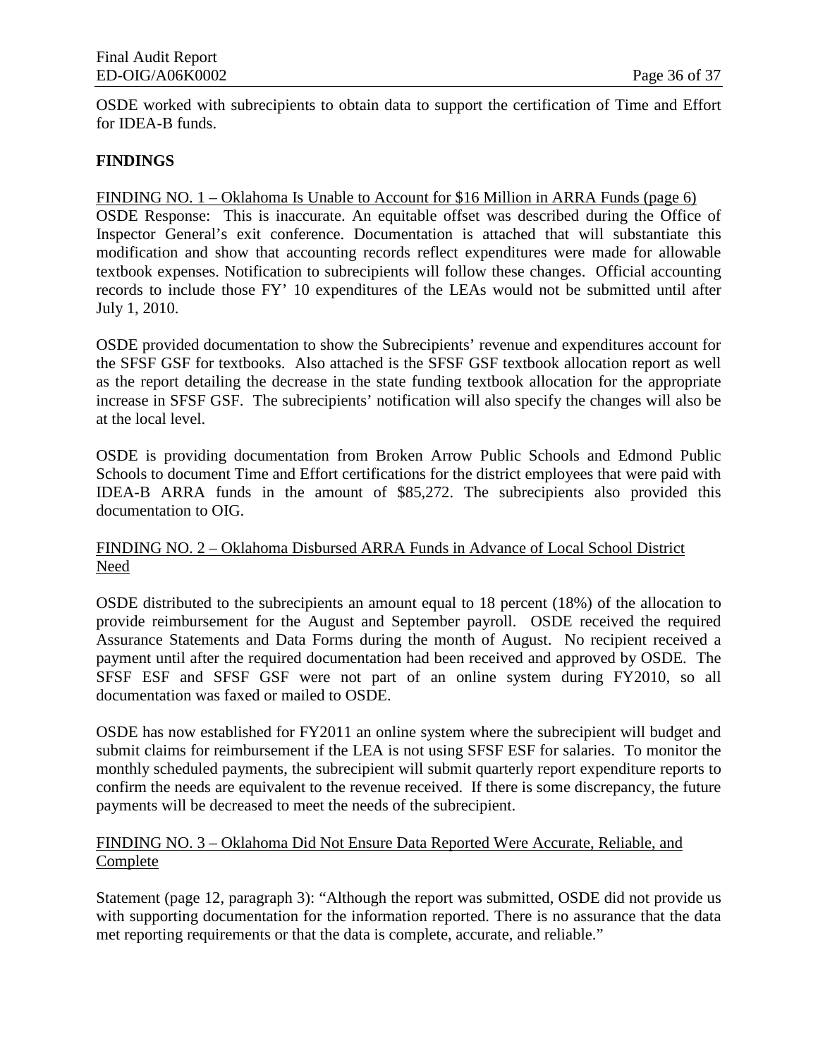OSDE worked with subrecipients to obtain data to support the certification of Time and Effort for IDEA-B funds.

## FINDINGS

<u>FINDING NO. 1 – Oklahoma Is Unable to Account for $16 Million in ARRA Funds (page 6)</u>

OSDE Response: This is inaccurate. An equitable offset was described during the Office of Inspector General's exit conference. Documentation is attached that will substantiate this modification and show that accounting records reflect expenditures were made for allowable textbook expenses. Notification to subrecipients will follow these changes. Official accounting records to include those FY' 10 expenditures of the LEAs would not be submitted until after July 1, 2010.

OSDE provided documentation to show the Subrecipients' revenue and expenditures account for the SFSF GSF for textbooks. Also attached is the SFSF GSF textbook allocation report as well as the report detailing the decrease in the state funding textbook allocation for the appropriate increase in SFSF GSF. The subrecipients' notification will also specify the changes will also be at the local level.

OSDE is providing documentation from Broken Arrow Public Schools and Edmond Public Schools to document Time and Effort certifications for the district employees that were paid with IDEA-B ARRA funds in the amount of $85,272. The subrecipients also provided this documentation to OIG.

<u>FINDING NO. 2 – Oklahoma Disbursed ARRA Funds in Advance of Local School District Need</u>

OSDE distributed to the subrecipients an amount equal to 18 percent (18%) of the allocation to provide reimbursement for the August and September payroll. OSDE received the required Assurance Statements and Data Forms during the month of August. No recipient received a payment until after the required documentation had been received and approved by OSDE. The SFSF ESF and SFSF GSF were not part of an online system during FY2010, so all documentation was faxed or mailed to OSDE.

OSDE has now established for FY2011 an online system where the subrecipient will budget and submit claims for reimbursement if the LEA is not using SFSF ESF for salaries. To monitor the monthly scheduled payments, the subrecipient will submit quarterly report expenditure reports to confirm the needs are equivalent to the revenue received. If there is some discrepancy, the future payments will be decreased to meet the needs of the subrecipient.

<u>FINDING NO. 3 – Oklahoma Did Not Ensure Data Reported Were Accurate, Reliable, and Complete</u>

Statement (page 12, paragraph 3): "Although the report was submitted, OSDE did not provide us with supporting documentation for the information reported. There is no assurance that the data met reporting requirements or that the data is complete, accurate, and reliable."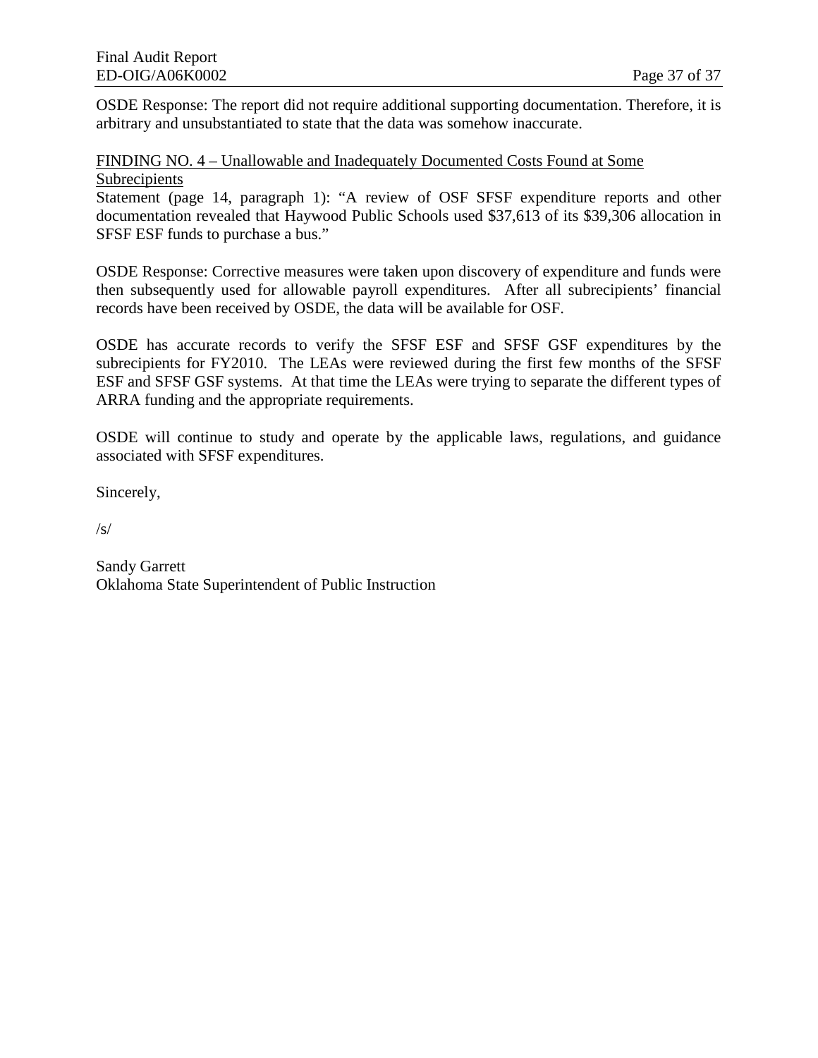OSDE Response: The report did not require additional supporting documentation. Therefore, it is arbitrary and unsubstantiated to state that the data was somehow inaccurate.

FINDING NO. 4 – Unallowable and Inadequately Documented Costs Found at Some Subrecipients

Statement (page 14, paragraph 1): "A review of OSF SFSF expenditure reports and other documentation revealed that Haywood Public Schools used $37,613 of its $39,306 allocation in SFSF ESF funds to purchase a bus."

OSDE Response: Corrective measures were taken upon discovery of expenditure and funds were then subsequently used for allowable payroll expenditures. After all subrecipients' financial records have been received by OSDE, the data will be available for OSF.

OSDE has accurate records to verify the SFSF ESF and SFSF GSF expenditures by the subrecipients for FY2010. The LEAs were reviewed during the first few months of the SFSF ESF and SFSF GSF systems. At that time the LEAs were trying to separate the different types of ARRA funding and the appropriate requirements.

OSDE will continue to study and operate by the applicable laws, regulations, and guidance associated with SFSF expenditures.

Sincerely,

/s/

Sandy Garrett
Oklahoma State Superintendent of Public Instruction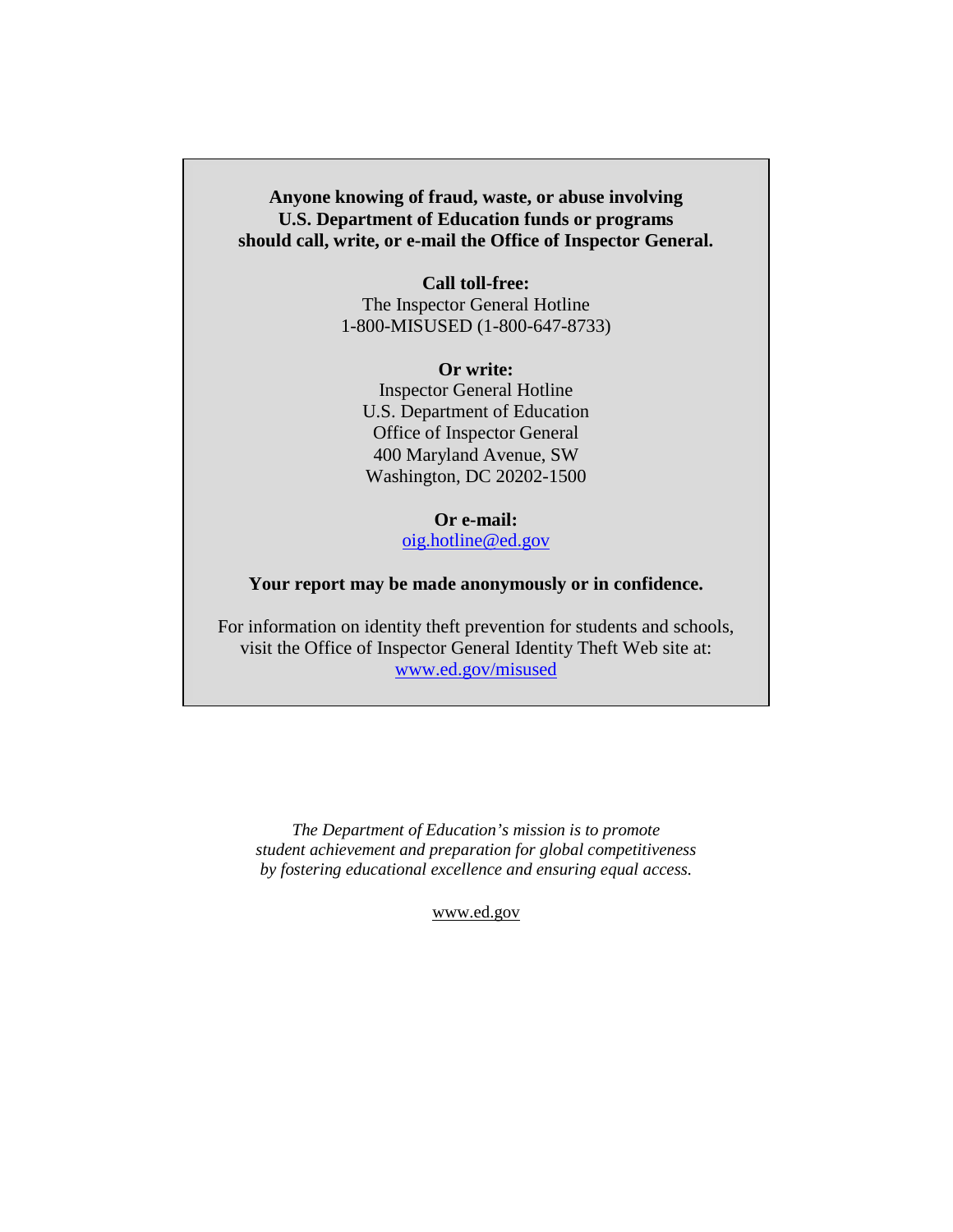**Anyone knowing of fraud, waste, or abuse involving U.S. Department of Education funds or programs should call, write, or e-mail the Office of Inspector General.**

**Call toll-free:**
The Inspector General Hotline
1-800-MISUSED (1-800-647-8733)

**Or write:**
Inspector General Hotline
U.S. Department of Education
Office of Inspector General
400 Maryland Avenue, SW
Washington, DC 20202-1500

**Or e-mail:**
oig.hotline@ed.gov

**Your report may be made anonymously or in confidence.**

For information on identity theft prevention for students and schools, visit the Office of Inspector General Identity Theft Web site at:
www.ed.gov/misused

*The Department of Education's mission is to promote student achievement and preparation for global competitiveness by fostering educational excellence and ensuring equal access.*

www.ed.gov